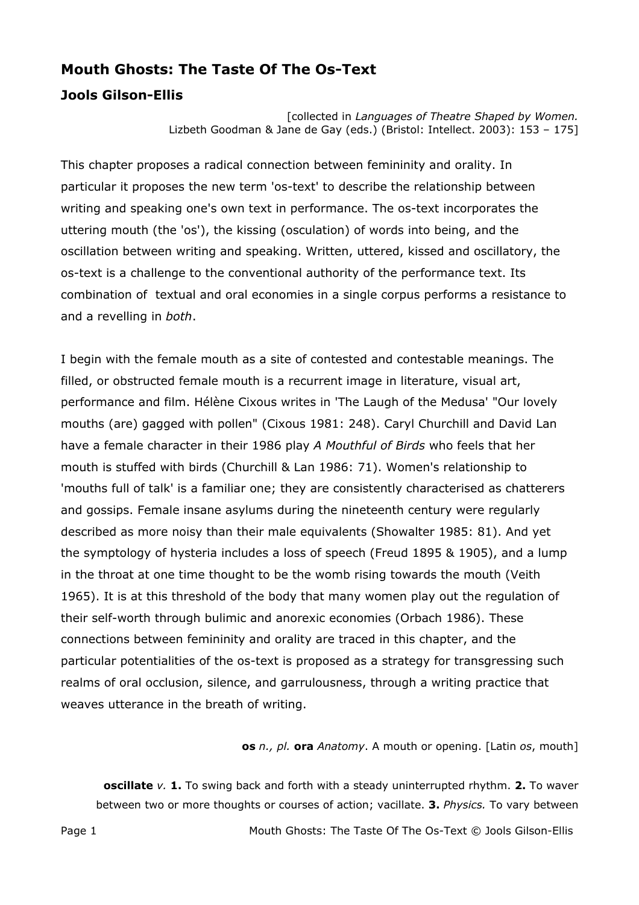# Mouth Ghosts: The Taste Of The Os-Text

## Jools Gilson-Ellis

[collected in *Languages of Theatre Shaped by Women.* Lizbeth Goodman & Jane de Gay (eds.) (Bristol: Intellect. 2003): 153 – 175]

This chapter proposes a radical connection between femininity and orality. In particular it proposes the new term 'os-text' to describe the relationship between writing and speaking one's own text in performance. The os-text incorporates the uttering mouth (the 'os'), the kissing (osculation) of words into being, and the oscillation between writing and speaking. Written, uttered, kissed and oscillatory, the os-text is a challenge to the conventional authority of the performance text. Its combination of textual and oral economies in a single corpus performs a resistance to and a revelling in *both*.

I begin with the female mouth as a site of contested and contestable meanings. The filled, or obstructed female mouth is a recurrent image in literature, visual art, performance and film. Hélène Cixous writes in 'The Laugh of the Medusa' "Our lovely mouths (are) gagged with pollen" (Cixous 1981: 248). Caryl Churchill and David Lan have a female character in their 1986 play *A Mouthful of Birds* who feels that her mouth is stuffed with birds (Churchill & Lan 1986: 71). Women's relationship to 'mouths full of talk' is a familiar one; they are consistently characterised as chatterers and gossips. Female insane asylums during the nineteenth century were regularly described as more noisy than their male equivalents (Showalter 1985: 81). And yet the symptology of hysteria includes a loss of speech (Freud 1895 & 1905), and a lump in the throat at one time thought to be the womb rising towards the mouth (Veith 1965). It is at this threshold of the body that many women play out the regulation of their self-worth through bulimic and anorexic economies (Orbach 1986). These connections between femininity and orality are traced in this chapter, and the particular potentialities of the os-text is proposed as a strategy for transgressing such realms of oral occlusion, silence, and garrulousness, through a writing practice that weaves utterance in the breath of writing.

**os** *n., pl.* **ora** *Anatomy*. A mouth or opening. [Latin *os*, mouth]

**oscillate** *v.* **1.** To swing back and forth with a steady uninterrupted rhythm. **2.** To waver between two or more thoughts or courses of action; vacillate. **3.** *Physics.* To vary between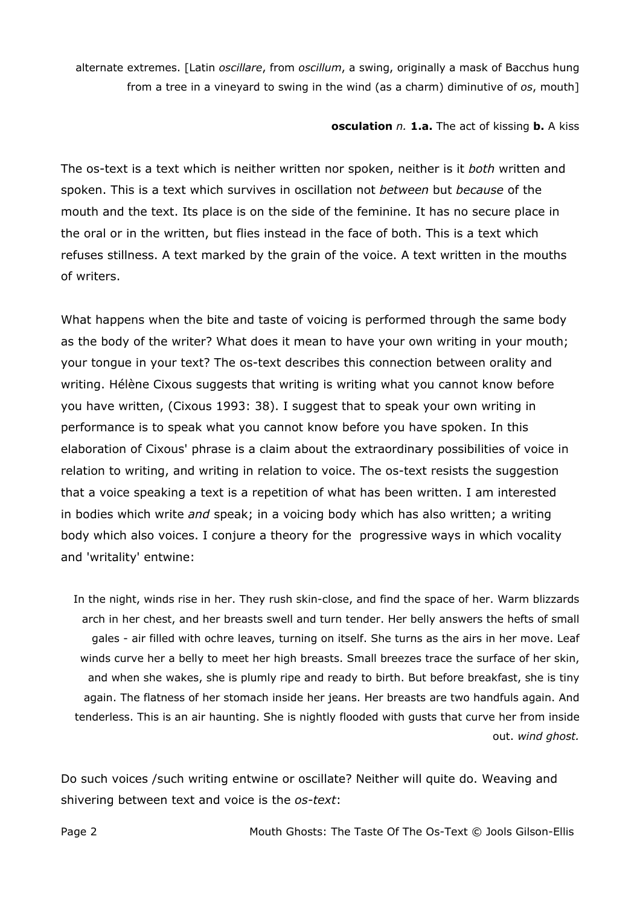alternate extremes. [Latin *oscillare*, from *oscillum*, a swing, originally a mask of Bacchus hung from a tree in a vineyard to swing in the wind (as a charm) diminutive of *os*, mouth]

**osculation** *n.* **1.a.** The act of kissing **b.** A kiss

The os-text is a text which is neither written nor spoken, neither is it *both* written and spoken. This is a text which survives in oscillation not *between* but *because* of the mouth and the text. Its place is on the side of the feminine. It has no secure place in the oral or in the written, but flies instead in the face of both. This is a text which refuses stillness. A text marked by the grain of the voice. A text written in the mouths of writers.

What happens when the bite and taste of voicing is performed through the same body as the body of the writer? What does it mean to have your own writing in your mouth; your tongue in your text? The os-text describes this connection between orality and writing. Hélène Cixous suggests that writing is writing what you cannot know before you have written, (Cixous 1993: 38). I suggest that to speak your own writing in performance is to speak what you cannot know before you have spoken. In this elaboration of Cixous' phrase is a claim about the extraordinary possibilities of voice in relation to writing, and writing in relation to voice. The os-text resists the suggestion that a voice speaking a text is a repetition of what has been written. I am interested in bodies which write *and* speak; in a voicing body which has also written; a writing body which also voices. I conjure a theory for the progressive ways in which vocality and 'writality' entwine:

> In the night, winds rise in her. They rush skin-close, and find the space of her. Warm blizzards arch in her chest, and her breasts swell and turn tender. Her belly answers the hefts of small gales - air filled with ochre leaves, turning on itself. She turns as the airs in her move. Leaf winds curve her a belly to meet her high breasts. Small breezes trace the surface of her skin, and when she wakes, she is plumly ripe and ready to birth. But before breakfast, she is tiny again. The flatness of her stomach inside her jeans. Her breasts are two handfuls again. And tenderless. This is an air haunting. She is nightly flooded with gusts that curve her from inside out. *wind ghost.*

Do such voices /such writing entwine or oscillate? Neither will quite do. Weaving and shivering between text and voice is the *os-text*: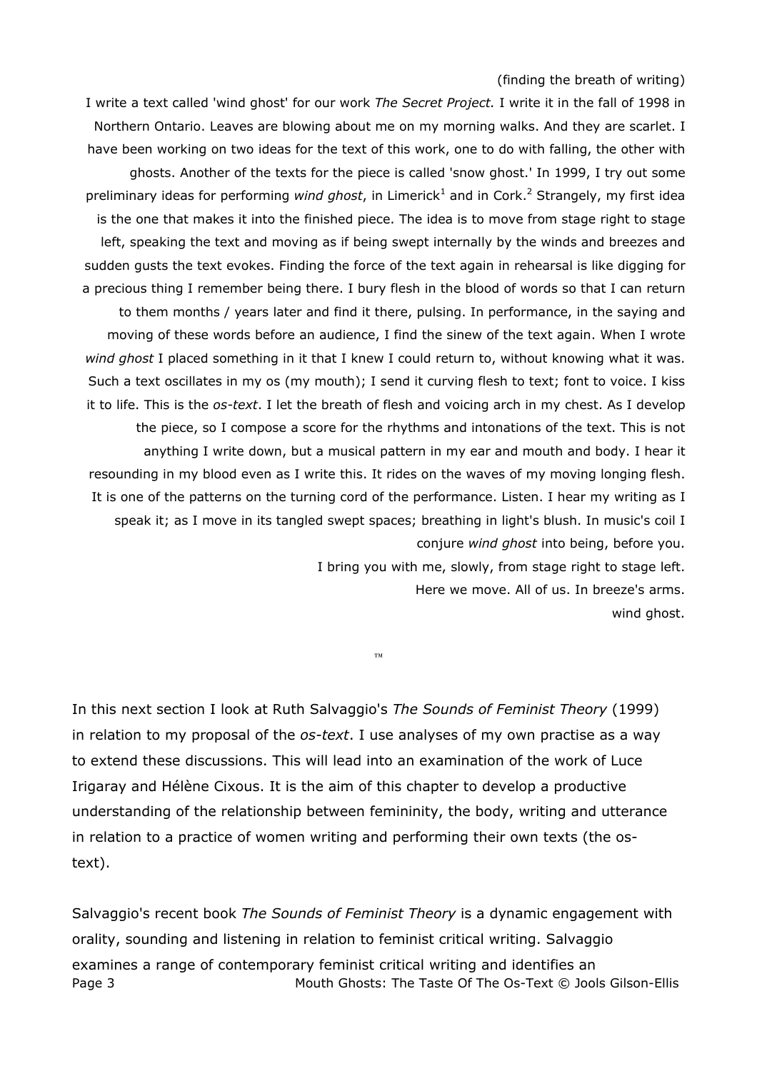(finding the breath of writing)

I write a text called 'wind ghost' for our work *The Secret Project.* I write it in the fall of 1998 in Northern Ontario. Leaves are blowing about me on my morning walks. And they are scarlet. I have been working on two ideas for the text of this work, one to do with falling, the other with ghosts. Another of the texts for the piece is called 'snow ghost.' In 1999, I try out some preliminary ideas for performing *wind ghost*, in Limerick[1] and in Cork.[2] Strangely, my first idea is the one that makes it into the finished piece. The idea is to move from stage right to stage left, speaking the text and moving as if being swept internally by the winds and breezes and sudden gusts the text evokes. Finding the force of the text again in rehearsal is like digging for a precious thing I remember being there. I bury flesh in the blood of words so that I can return to them months / years later and find it there, pulsing. In performance, in the saying and moving of these words before an audience, I find the sinew of the text again. When I wrote *wind ghost* I placed something in it that I knew I could return to, without knowing what it was. Such a text oscillates in my os (my mouth); I send it curving flesh to text; font to voice. I kiss it to life. This is the *os-text*. I let the breath of flesh and voicing arch in my chest. As I develop the piece, so I compose a score for the rhythms and intonations of the text. This is not anything I write down, but a musical pattern in my ear and mouth and body. I hear it resounding in my blood even as I write this. It rides on the waves of my moving longing flesh. It is one of the patterns on the turning cord of the performance. Listen. I hear my writing as I speak it; as I move in its tangled swept spaces; breathing in light's blush. In music's coil I conjure *wind ghost* into being, before you.

I bring you with me, slowly, from stage right to stage left.

Here we move. All of us. In breeze's arms.

wind ghost.

™

In this next section I look at Ruth Salvaggio's *The Sounds of Feminist Theory* (1999) in relation to my proposal of the *os-text*. I use analyses of my own practise as a way to extend these discussions. This will lead into an examination of the work of Luce Irigaray and Hélène Cixous. It is the aim of this chapter to develop a productive understanding of the relationship between femininity, the body, writing and utterance in relation to a practice of women writing and performing their own texts (the os-text).

Salvaggio's recent book *The Sounds of Feminist Theory* is a dynamic engagement with orality, sounding and listening in relation to feminist critical writing. Salvaggio examines a range of contemporary feminist critical writing and identifies an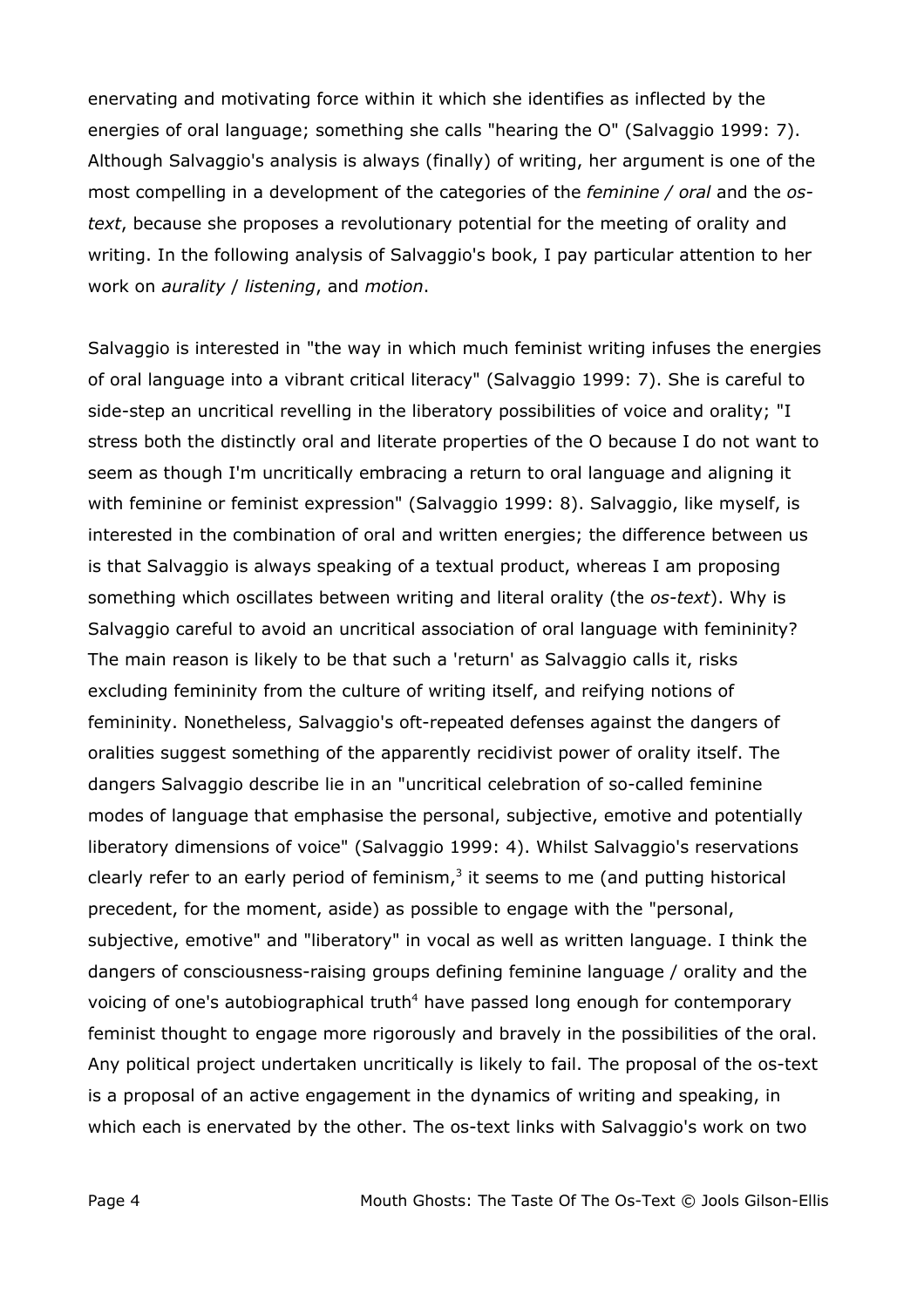enervating and motivating force within it which she identifies as inflected by the energies of oral language; something she calls "hearing the O" (Salvaggio 1999: 7). Although Salvaggio's analysis is always (finally) of writing, her argument is one of the most compelling in a development of the categories of the *feminine / oral* and the *os-text*, because she proposes a revolutionary potential for the meeting of orality and writing. In the following analysis of Salvaggio's book, I pay particular attention to her work on *aurality* / *listening*, and *motion*.

Salvaggio is interested in "the way in which much feminist writing infuses the energies of oral language into a vibrant critical literacy" (Salvaggio 1999: 7). She is careful to side-step an uncritical revelling in the liberatory possibilities of voice and orality; "I stress both the distinctly oral and literate properties of the O because I do not want to seem as though I'm uncritically embracing a return to oral language and aligning it with feminine or feminist expression" (Salvaggio 1999: 8). Salvaggio, like myself, is interested in the combination of oral and written energies; the difference between us is that Salvaggio is always speaking of a textual product, whereas I am proposing something which oscillates between writing and literal orality (the *os-text*). Why is Salvaggio careful to avoid an uncritical association of oral language with femininity? The main reason is likely to be that such a 'return' as Salvaggio calls it, risks excluding femininity from the culture of writing itself, and reifying notions of femininity. Nonetheless, Salvaggio's oft-repeated defenses against the dangers of oralities suggest something of the apparently recidivist power of orality itself. The dangers Salvaggio describe lie in an "uncritical celebration of so-called feminine modes of language that emphasise the personal, subjective, emotive and potentially liberatory dimensions of voice" (Salvaggio 1999: 4). Whilst Salvaggio's reservations clearly refer to an early period of feminism,[3] it seems to me (and putting historical precedent, for the moment, aside) as possible to engage with the "personal, subjective, emotive" and "liberatory" in vocal as well as written language. I think the dangers of consciousness-raising groups defining feminine language / orality and the voicing of one's autobiographical truth[4] have passed long enough for contemporary feminist thought to engage more rigorously and bravely in the possibilities of the oral. Any political project undertaken uncritically is likely to fail. The proposal of the os-text is a proposal of an active engagement in the dynamics of writing and speaking, in which each is enervated by the other. The os-text links with Salvaggio's work on two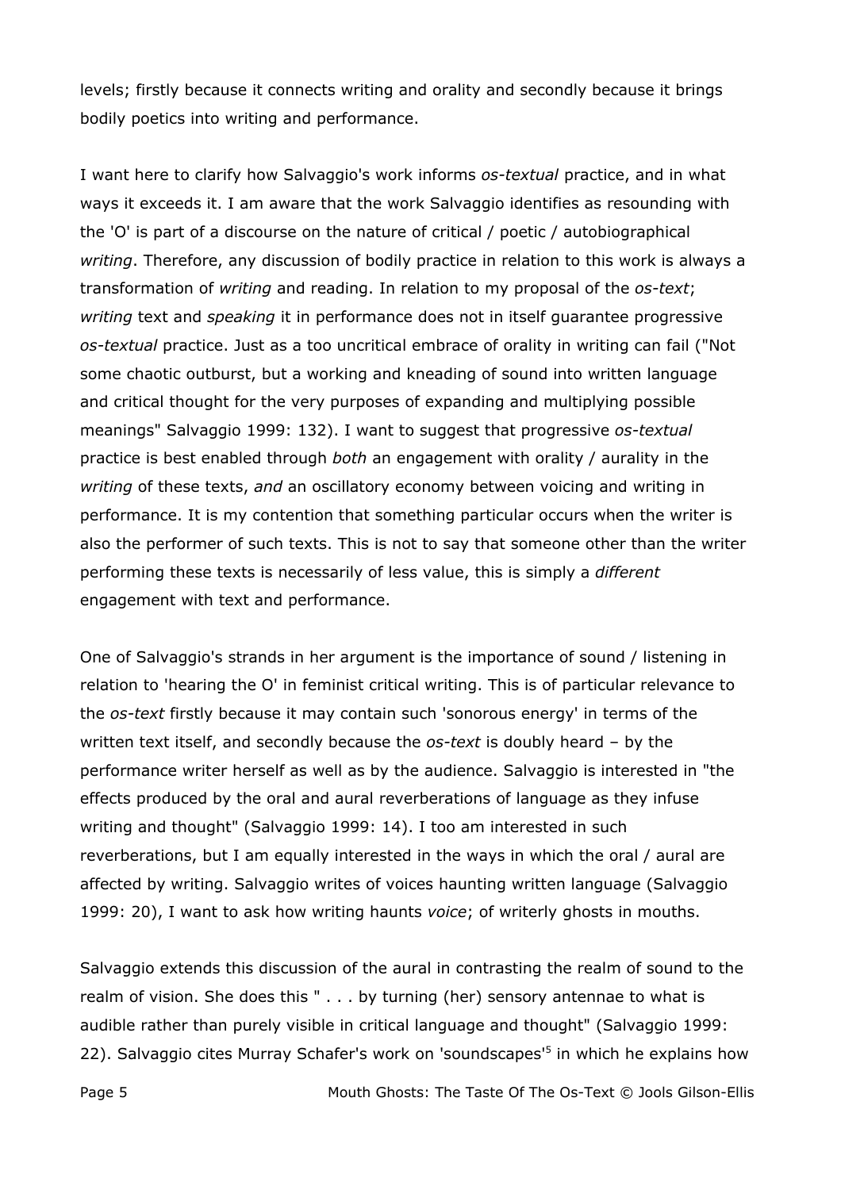levels; firstly because it connects writing and orality and secondly because it brings bodily poetics into writing and performance.

I want here to clarify how Salvaggio's work informs *os-textual* practice, and in what ways it exceeds it. I am aware that the work Salvaggio identifies as resounding with the 'O' is part of a discourse on the nature of critical / poetic / autobiographical *writing*. Therefore, any discussion of bodily practice in relation to this work is always a transformation of *writing* and reading. In relation to my proposal of the *os-text*; *writing* text and *speaking* it in performance does not in itself guarantee progressive *os-textual* practice. Just as a too uncritical embrace of orality in writing can fail ("Not some chaotic outburst, but a working and kneading of sound into written language and critical thought for the very purposes of expanding and multiplying possible meanings" Salvaggio 1999: 132). I want to suggest that progressive *os-textual* practice is best enabled through *both* an engagement with orality / aurality in the *writing* of these texts, *and* an oscillatory economy between voicing and writing in performance. It is my contention that something particular occurs when the writer is also the performer of such texts. This is not to say that someone other than the writer performing these texts is necessarily of less value, this is simply a *different* engagement with text and performance.

One of Salvaggio's strands in her argument is the importance of sound / listening in relation to 'hearing the O' in feminist critical writing. This is of particular relevance to the *os-text* firstly because it may contain such 'sonorous energy' in terms of the written text itself, and secondly because the *os-text* is doubly heard – by the performance writer herself as well as by the audience. Salvaggio is interested in "the effects produced by the oral and aural reverberations of language as they infuse writing and thought" (Salvaggio 1999: 14). I too am interested in such reverberations, but I am equally interested in the ways in which the oral / aural are affected by writing. Salvaggio writes of voices haunting written language (Salvaggio 1999: 20), I want to ask how writing haunts *voice*; of writerly ghosts in mouths.

Salvaggio extends this discussion of the aural in contrasting the realm of sound to the realm of vision. She does this " . . . by turning (her) sensory antennae to what is audible rather than purely visible in critical language and thought" (Salvaggio 1999: 22). Salvaggio cites Murray Schafer's work on 'soundscapes'[5] in which he explains how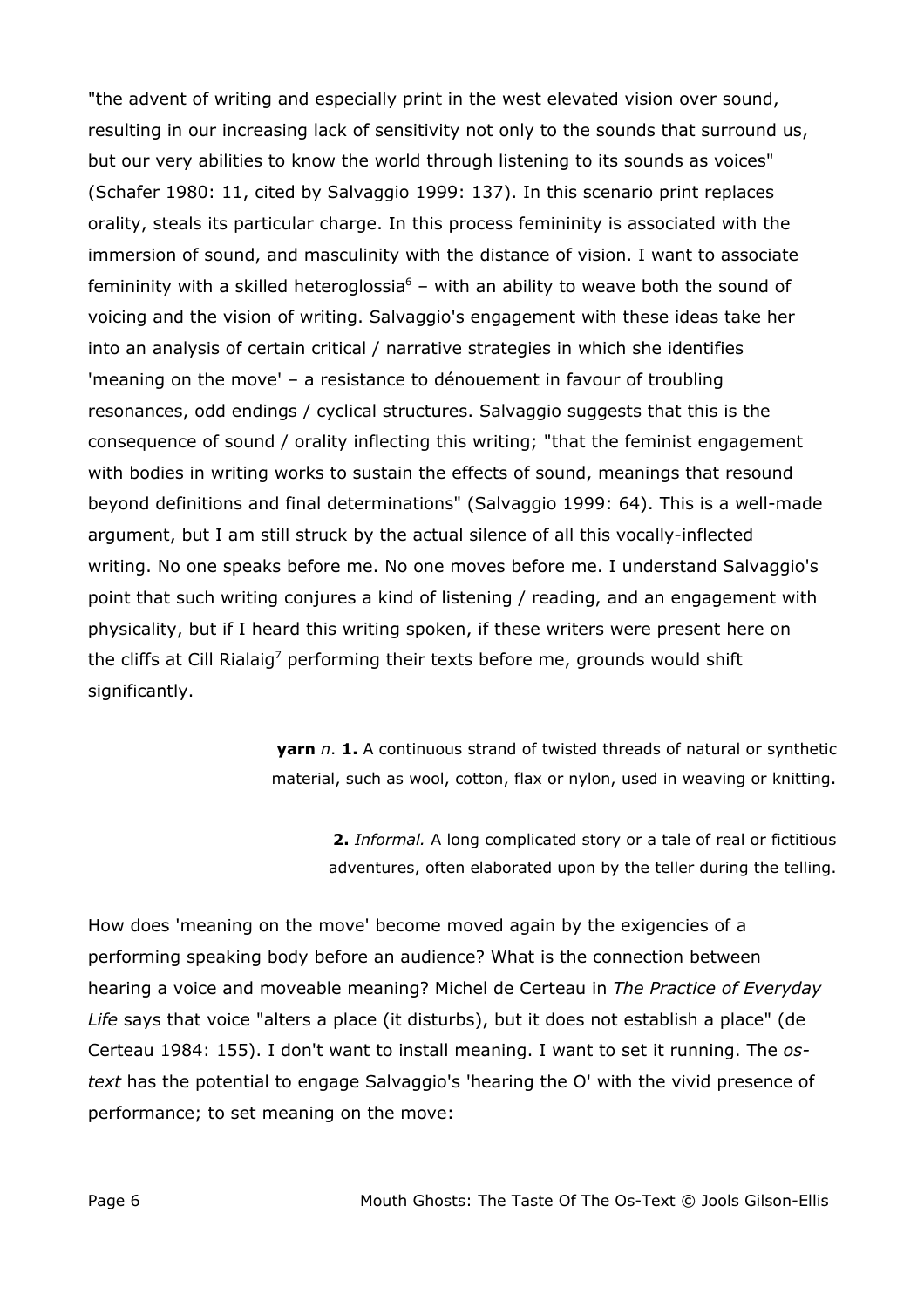"the advent of writing and especially print in the west elevated vision over sound, resulting in our increasing lack of sensitivity not only to the sounds that surround us, but our very abilities to know the world through listening to its sounds as voices" (Schafer 1980: 11, cited by Salvaggio 1999: 137). In this scenario print replaces orality, steals its particular charge. In this process femininity is associated with the immersion of sound, and masculinity with the distance of vision. I want to associate femininity with a skilled heteroglossia[6] – with an ability to weave both the sound of voicing and the vision of writing. Salvaggio's engagement with these ideas take her into an analysis of certain critical / narrative strategies in which she identifies 'meaning on the move' – a resistance to dénouement in favour of troubling resonances, odd endings / cyclical structures. Salvaggio suggests that this is the consequence of sound / orality inflecting this writing; "that the feminist engagement with bodies in writing works to sustain the effects of sound, meanings that resound beyond definitions and final determinations" (Salvaggio 1999: 64). This is a well-made argument, but I am still struck by the actual silence of all this vocally-inflected writing. No one speaks before me. No one moves before me. I understand Salvaggio's point that such writing conjures a kind of listening / reading, and an engagement with physicality, but if I heard this writing spoken, if these writers were present here on the cliffs at Cill Rialaig[7] performing their texts before me, grounds would shift significantly.

> **yarn** *n*. **1.** A continuous strand of twisted threads of natural or synthetic material, such as wool, cotton, flax or nylon, used in weaving or knitting.
>
> **2.** *Informal.* A long complicated story or a tale of real or fictitious adventures, often elaborated upon by the teller during the telling.

How does 'meaning on the move' become moved again by the exigencies of a performing speaking body before an audience? What is the connection between hearing a voice and moveable meaning? Michel de Certeau in *The Practice of Everyday Life* says that voice "alters a place (it disturbs), but it does not establish a place" (de Certeau 1984: 155). I don't want to install meaning. I want to set it running. The *os-text* has the potential to engage Salvaggio's 'hearing the O' with the vivid presence of performance; to set meaning on the move: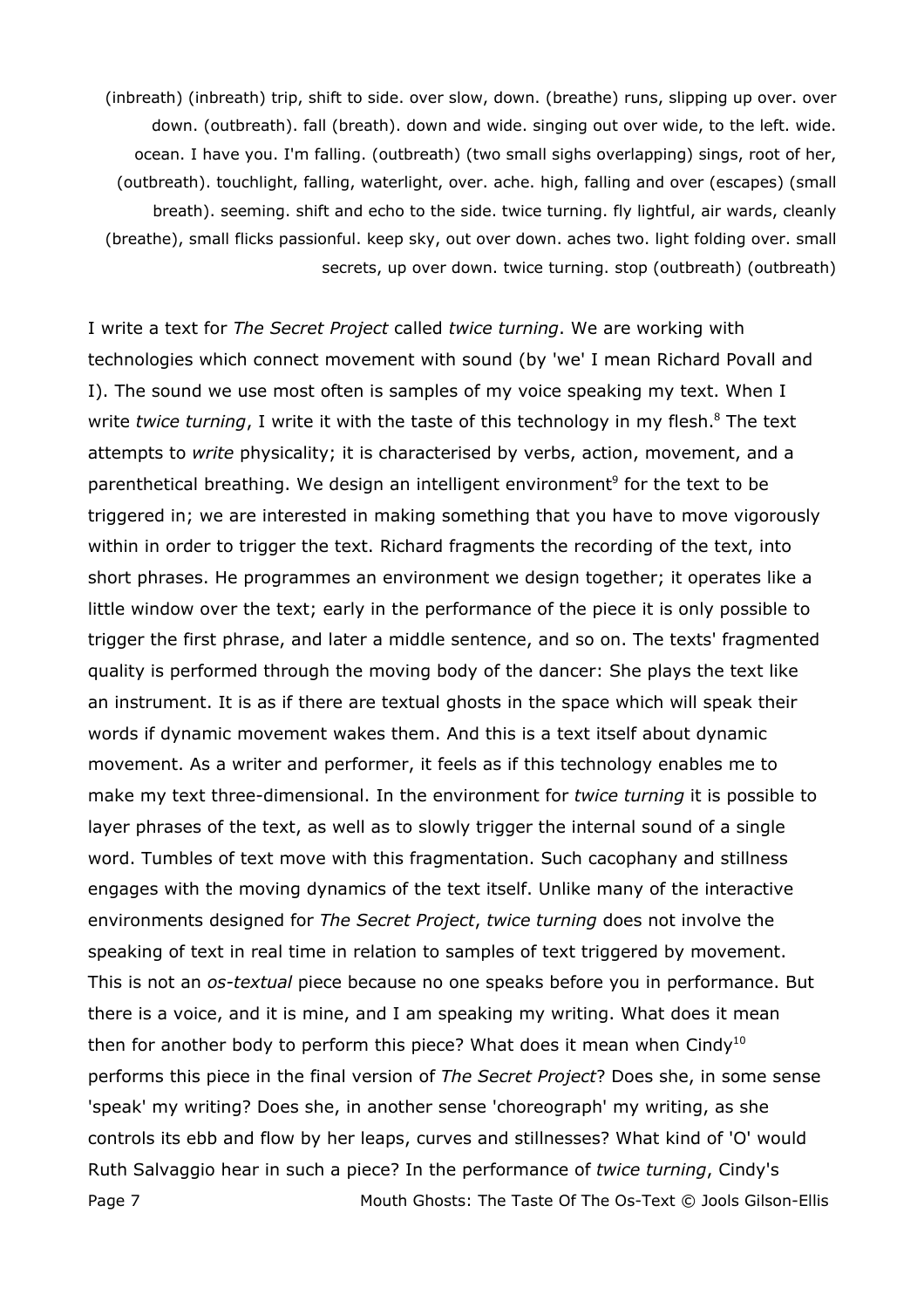(inbreath) (inbreath) trip, shift to side. over slow, down. (breathe) runs, slipping up over. over down. (outbreath). fall (breath). down and wide. singing out over wide, to the left. wide. ocean. I have you. I'm falling. (outbreath) (two small sighs overlapping) sings, root of her, (outbreath). touchlight, falling, waterlight, over. ache. high, falling and over (escapes) (small breath). seeming. shift and echo to the side. twice turning. fly lightful, air wards, cleanly (breathe), small flicks passionful. keep sky, out over down. aches two. light folding over. small secrets, up over down. twice turning. stop (outbreath) (outbreath)

I write a text for *The Secret Project* called *twice turning*. We are working with technologies which connect movement with sound (by 'we' I mean Richard Povall and I). The sound we use most often is samples of my voice speaking my text. When I write *twice turning*, I write it with the taste of this technology in my flesh.[8] The text attempts to *write* physicality; it is characterised by verbs, action, movement, and a parenthetical breathing. We design an intelligent environment[9] for the text to be triggered in; we are interested in making something that you have to move vigorously within in order to trigger the text. Richard fragments the recording of the text, into short phrases. He programmes an environment we design together; it operates like a little window over the text; early in the performance of the piece it is only possible to trigger the first phrase, and later a middle sentence, and so on. The texts' fragmented quality is performed through the moving body of the dancer: She plays the text like an instrument. It is as if there are textual ghosts in the space which will speak their words if dynamic movement wakes them. And this is a text itself about dynamic movement. As a writer and performer, it feels as if this technology enables me to make my text three-dimensional. In the environment for *twice turning* it is possible to layer phrases of the text, as well as to slowly trigger the internal sound of a single word. Tumbles of text move with this fragmentation. Such cacophany and stillness engages with the moving dynamics of the text itself. Unlike many of the interactive environments designed for *The Secret Project*, *twice turning* does not involve the speaking of text in real time in relation to samples of text triggered by movement. This is not an *os-textual* piece because no one speaks before you in performance. But there is a voice, and it is mine, and I am speaking my writing. What does it mean then for another body to perform this piece? What does it mean when Cindy[10] performs this piece in the final version of *The Secret Project*? Does she, in some sense 'speak' my writing? Does she, in another sense 'choreograph' my writing, as she controls its ebb and flow by her leaps, curves and stillnesses? What kind of 'O' would Ruth Salvaggio hear in such a piece? In the performance of *twice turning*, Cindy's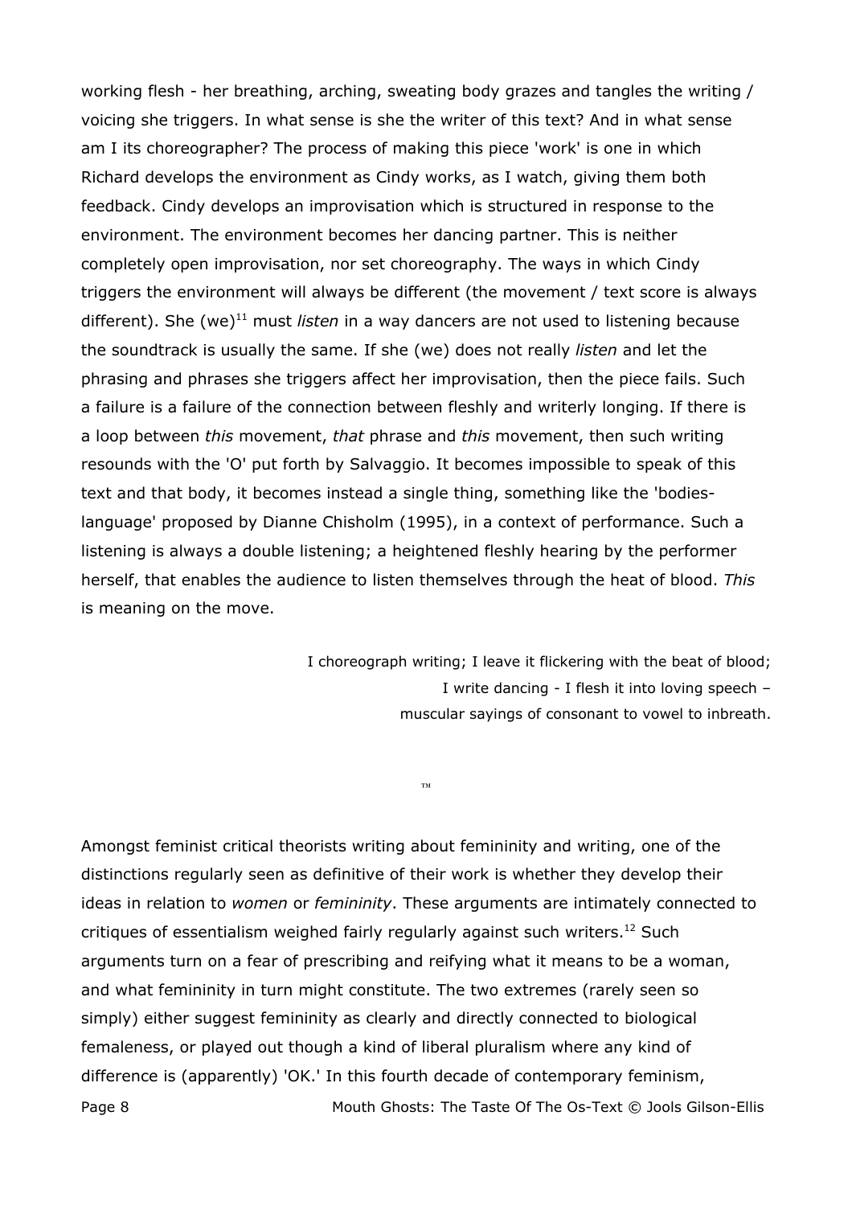working flesh - her breathing, arching, sweating body grazes and tangles the writing / voicing she triggers. In what sense is she the writer of this text? And in what sense am I its choreographer? The process of making this piece 'work' is one in which Richard develops the environment as Cindy works, as I watch, giving them both feedback. Cindy develops an improvisation which is structured in response to the environment. The environment becomes her dancing partner. This is neither completely open improvisation, nor set choreography. The ways in which Cindy triggers the environment will always be different (the movement / text score is always different). She (we)[11] must *listen* in a way dancers are not used to listening because the soundtrack is usually the same. If she (we) does not really *listen* and let the phrasing and phrases she triggers affect her improvisation, then the piece fails. Such a failure is a failure of the connection between fleshly and writerly longing. If there is a loop between *this* movement, *that* phrase and *this* movement, then such writing resounds with the 'O' put forth by Salvaggio. It becomes impossible to speak of this text and that body, it becomes instead a single thing, something like the 'bodies-language' proposed by Dianne Chisholm (1995), in a context of performance. Such a listening is always a double listening; a heightened fleshly hearing by the performer herself, that enables the audience to listen themselves through the heat of blood. *This* is meaning on the move.

> I choreograph writing; I leave it flickering with the beat of blood;
> I write dancing - I flesh it into loving speech –
> muscular sayings of consonant to vowel to inbreath.

™

Amongst feminist critical theorists writing about femininity and writing, one of the distinctions regularly seen as definitive of their work is whether they develop their ideas in relation to *women* or *femininity*. These arguments are intimately connected to critiques of essentialism weighed fairly regularly against such writers.[12] Such arguments turn on a fear of prescribing and reifying what it means to be a woman, and what femininity in turn might constitute. The two extremes (rarely seen so simply) either suggest femininity as clearly and directly connected to biological femaleness, or played out though a kind of liberal pluralism where any kind of difference is (apparently) 'OK.' In this fourth decade of contemporary feminism,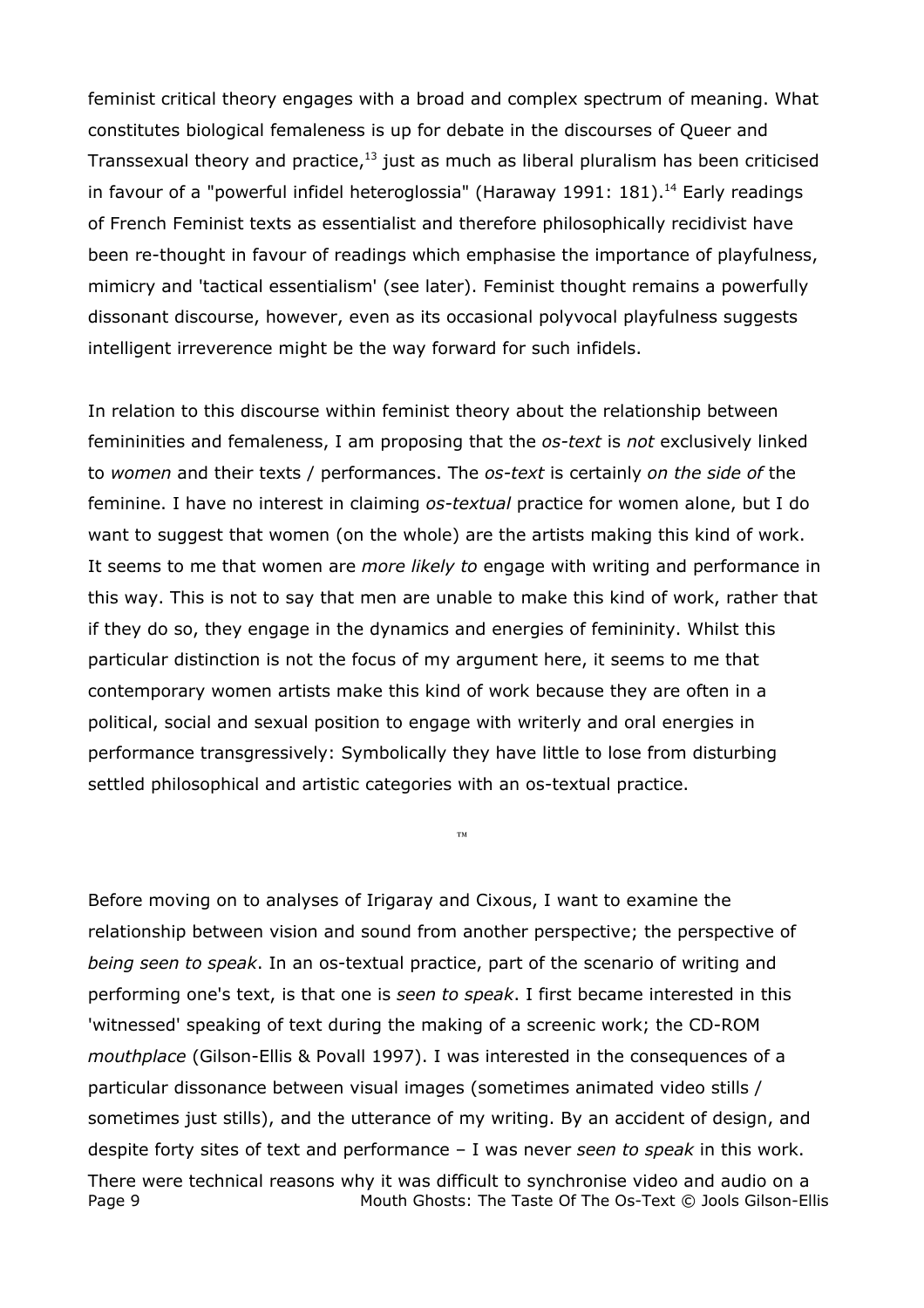feminist critical theory engages with a broad and complex spectrum of meaning. What constitutes biological femaleness is up for debate in the discourses of Queer and Transsexual theory and practice,[13] just as much as liberal pluralism has been criticised in favour of a "powerful infidel heteroglossia" (Haraway 1991: 181).[14] Early readings of French Feminist texts as essentialist and therefore philosophically recidivist have been re-thought in favour of readings which emphasise the importance of playfulness, mimicry and 'tactical essentialism' (see later). Feminist thought remains a powerfully dissonant discourse, however, even as its occasional polyvocal playfulness suggests intelligent irreverence might be the way forward for such infidels.

In relation to this discourse within feminist theory about the relationship between femininities and femaleness, I am proposing that the *os-text* is *not* exclusively linked to *women* and their texts / performances. The *os-text* is certainly *on the side of* the feminine. I have no interest in claiming *os-textual* practice for women alone, but I do want to suggest that women (on the whole) are the artists making this kind of work. It seems to me that women are *more likely to* engage with writing and performance in this way. This is not to say that men are unable to make this kind of work, rather that if they do so, they engage in the dynamics and energies of femininity. Whilst this particular distinction is not the focus of my argument here, it seems to me that contemporary women artists make this kind of work because they are often in a political, social and sexual position to engage with writerly and oral energies in performance transgressively: Symbolically they have little to lose from disturbing settled philosophical and artistic categories with an os-textual practice.

™

Before moving on to analyses of Irigaray and Cixous, I want to examine the relationship between vision and sound from another perspective; the perspective of *being seen to speak*. In an os-textual practice, part of the scenario of writing and performing one's text, is that one is *seen to speak*. I first became interested in this 'witnessed' speaking of text during the making of a screenic work; the CD-ROM *mouthplace* (Gilson-Ellis & Povall 1997). I was interested in the consequences of a particular dissonance between visual images (sometimes animated video stills / sometimes just stills), and the utterance of my writing. By an accident of design, and despite forty sites of text and performance – I was never *seen to speak* in this work. There were technical reasons why it was difficult to synchronise video and audio on a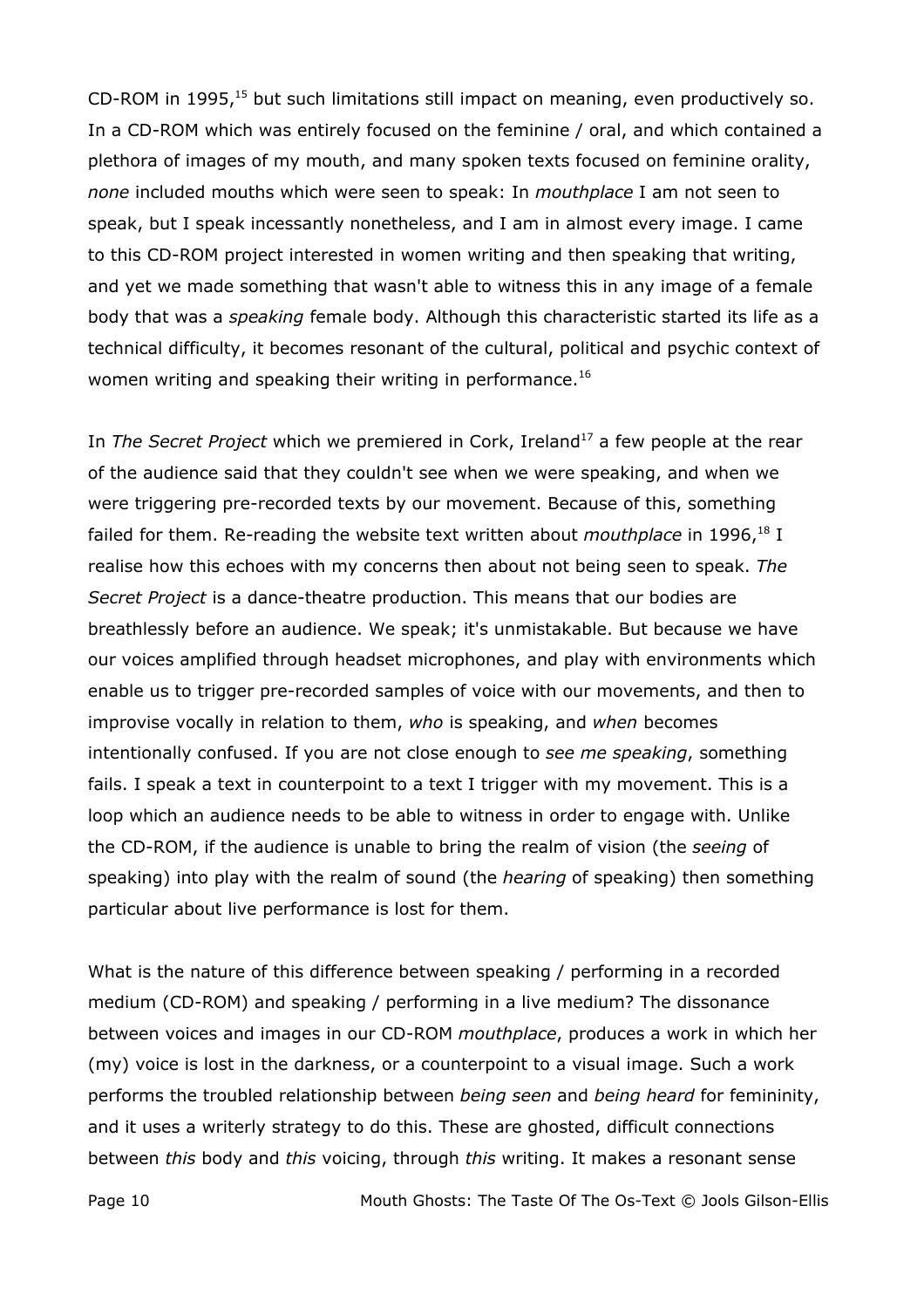CD-ROM in 1995,[15] but such limitations still impact on meaning, even productively so. In a CD-ROM which was entirely focused on the feminine / oral, and which contained a plethora of images of my mouth, and many spoken texts focused on feminine orality, *none* included mouths which were seen to speak: In *mouthplace* I am not seen to speak, but I speak incessantly nonetheless, and I am in almost every image. I came to this CD-ROM project interested in women writing and then speaking that writing, and yet we made something that wasn't able to witness this in any image of a female body that was a *speaking* female body. Although this characteristic started its life as a technical difficulty, it becomes resonant of the cultural, political and psychic context of women writing and speaking their writing in performance.[16]

In *The Secret Project* which we premiered in Cork, Ireland[17] a few people at the rear of the audience said that they couldn't see when we were speaking, and when we were triggering pre-recorded texts by our movement. Because of this, something failed for them. Re-reading the website text written about *mouthplace* in 1996,[18] I realise how this echoes with my concerns then about not being seen to speak. *The Secret Project* is a dance-theatre production. This means that our bodies are breathlessly before an audience. We speak; it's unmistakable. But because we have our voices amplified through headset microphones, and play with environments which enable us to trigger pre-recorded samples of voice with our movements, and then to improvise vocally in relation to them, *who* is speaking, and *when* becomes intentionally confused. If you are not close enough to *see me speaking*, something fails. I speak a text in counterpoint to a text I trigger with my movement. This is a loop which an audience needs to be able to witness in order to engage with. Unlike the CD-ROM, if the audience is unable to bring the realm of vision (the *seeing* of speaking) into play with the realm of sound (the *hearing* of speaking) then something particular about live performance is lost for them.

What is the nature of this difference between speaking / performing in a recorded medium (CD-ROM) and speaking / performing in a live medium? The dissonance between voices and images in our CD-ROM *mouthplace*, produces a work in which her (my) voice is lost in the darkness, or a counterpoint to a visual image. Such a work performs the troubled relationship between *being seen* and *being heard* for femininity, and it uses a writerly strategy to do this. These are ghosted, difficult connections between *this* body and *this* voicing, through *this* writing. It makes a resonant sense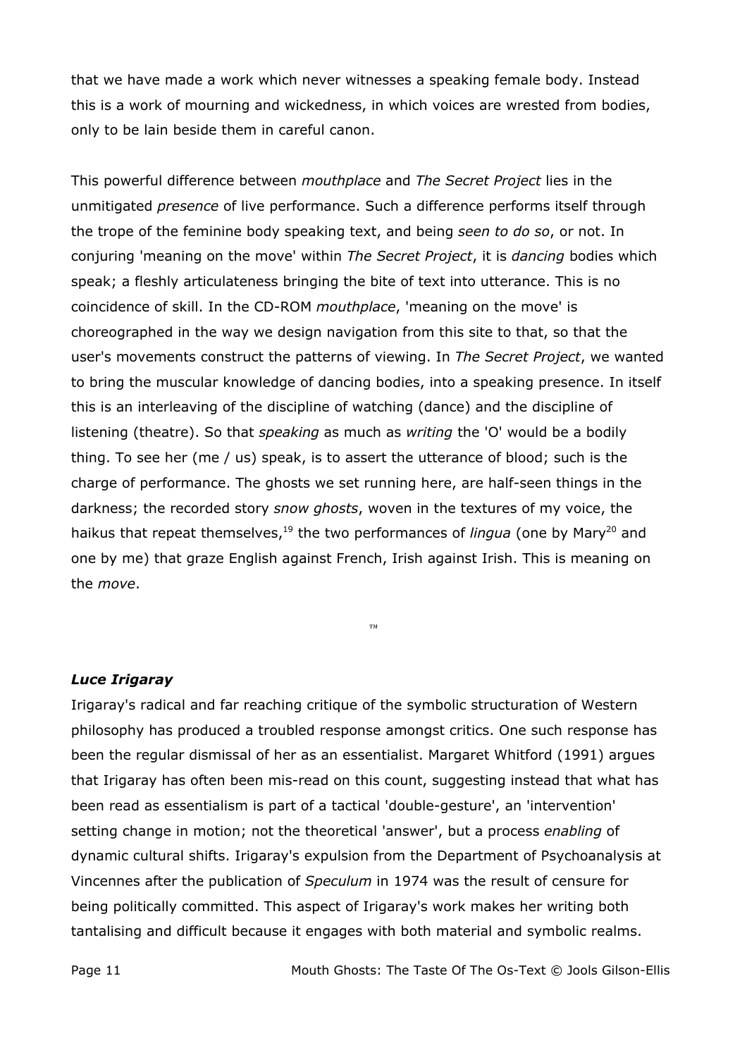that we have made a work which never witnesses a speaking female body. Instead this is a work of mourning and wickedness, in which voices are wrested from bodies, only to be lain beside them in careful canon.

This powerful difference between *mouthplace* and *The Secret Project* lies in the unmitigated *presence* of live performance. Such a difference performs itself through the trope of the feminine body speaking text, and being *seen to do so*, or not. In conjuring 'meaning on the move' within *The Secret Project*, it is *dancing* bodies which speak; a fleshly articulateness bringing the bite of text into utterance. This is no coincidence of skill. In the CD-ROM *mouthplace*, 'meaning on the move' is choreographed in the way we design navigation from this site to that, so that the user's movements construct the patterns of viewing. In *The Secret Project*, we wanted to bring the muscular knowledge of dancing bodies, into a speaking presence. In itself this is an interleaving of the discipline of watching (dance) and the discipline of listening (theatre). So that *speaking* as much as *writing* the 'O' would be a bodily thing. To see her (me / us) speak, is to assert the utterance of blood; such is the charge of performance. The ghosts we set running here, are half-seen things in the darkness; the recorded story *snow ghosts*, woven in the textures of my voice, the haikus that repeat themselves,[19] the two performances of *lingua* (one by Mary[20] and one by me) that graze English against French, Irish against Irish. This is meaning on the *move*.

™

### *Luce Irigaray*

Irigaray's radical and far reaching critique of the symbolic structuration of Western philosophy has produced a troubled response amongst critics. One such response has been the regular dismissal of her as an essentialist. Margaret Whitford (1991) argues that Irigaray has often been mis-read on this count, suggesting instead that what has been read as essentialism is part of a tactical 'double-gesture', an 'intervention' setting change in motion; not the theoretical 'answer', but a process *enabling* of dynamic cultural shifts. Irigaray's expulsion from the Department of Psychoanalysis at Vincennes after the publication of *Speculum* in 1974 was the result of censure for being politically committed. This aspect of Irigaray's work makes her writing both tantalising and difficult because it engages with both material and symbolic realms.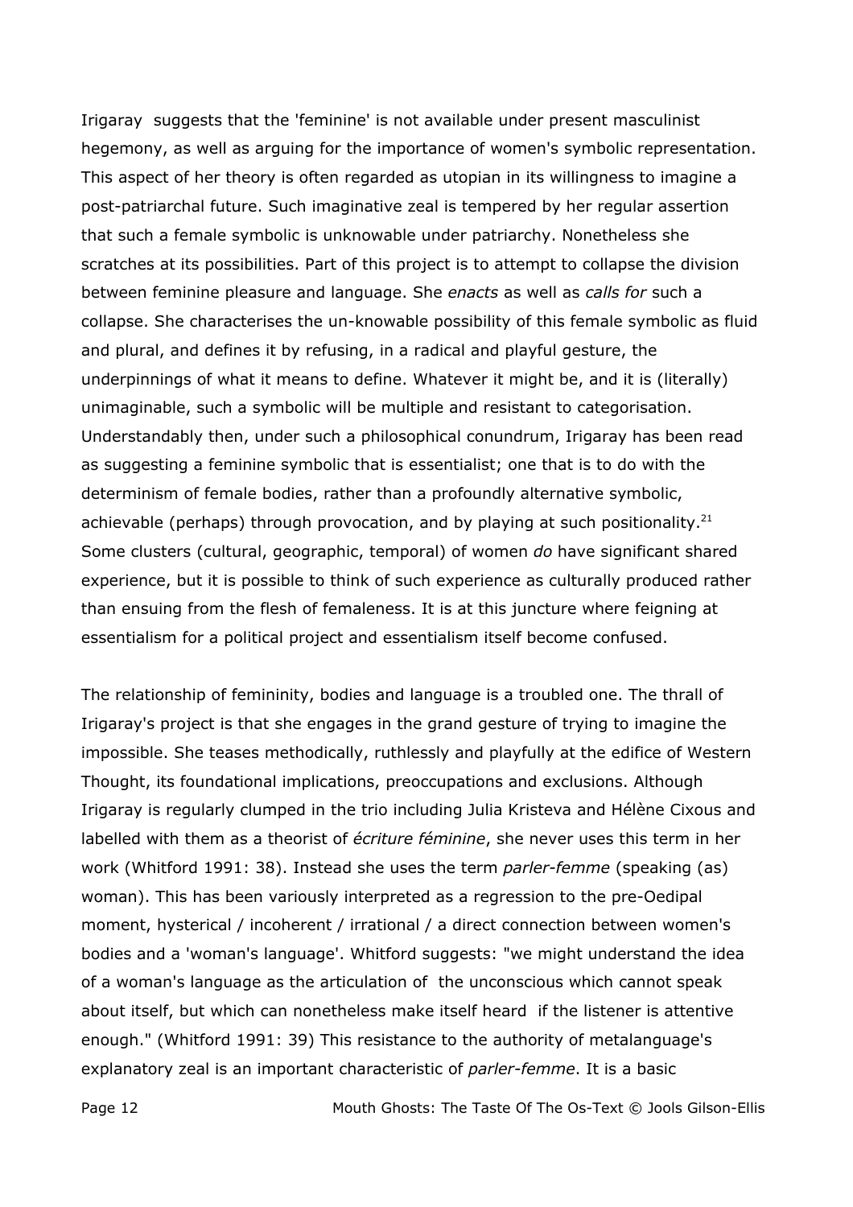Irigaray suggests that the 'feminine' is not available under present masculinist hegemony, as well as arguing for the importance of women's symbolic representation. This aspect of her theory is often regarded as utopian in its willingness to imagine a post-patriarchal future. Such imaginative zeal is tempered by her regular assertion that such a female symbolic is unknowable under patriarchy. Nonetheless she scratches at its possibilities. Part of this project is to attempt to collapse the division between feminine pleasure and language. She *enacts* as well as *calls for* such a collapse. She characterises the un-knowable possibility of this female symbolic as fluid and plural, and defines it by refusing, in a radical and playful gesture, the underpinnings of what it means to define. Whatever it might be, and it is (literally) unimaginable, such a symbolic will be multiple and resistant to categorisation. Understandably then, under such a philosophical conundrum, Irigaray has been read as suggesting a feminine symbolic that is essentialist; one that is to do with the determinism of female bodies, rather than a profoundly alternative symbolic, achievable (perhaps) through provocation, and by playing at such positionality.[21] Some clusters (cultural, geographic, temporal) of women *do* have significant shared experience, but it is possible to think of such experience as culturally produced rather than ensuing from the flesh of femaleness. It is at this juncture where feigning at essentialism for a political project and essentialism itself become confused.

The relationship of femininity, bodies and language is a troubled one. The thrall of Irigaray's project is that she engages in the grand gesture of trying to imagine the impossible. She teases methodically, ruthlessly and playfully at the edifice of Western Thought, its foundational implications, preoccupations and exclusions. Although Irigaray is regularly clumped in the trio including Julia Kristeva and Hélène Cixous and labelled with them as a theorist of *écriture féminine*, she never uses this term in her work (Whitford 1991: 38). Instead she uses the term *parler-femme* (speaking (as) woman). This has been variously interpreted as a regression to the pre-Oedipal moment, hysterical / incoherent / irrational / a direct connection between women's bodies and a 'woman's language'. Whitford suggests: "we might understand the idea of a woman's language as the articulation of the unconscious which cannot speak about itself, but which can nonetheless make itself heard if the listener is attentive enough." (Whitford 1991: 39) This resistance to the authority of metalanguage's explanatory zeal is an important characteristic of *parler-femme*. It is a basic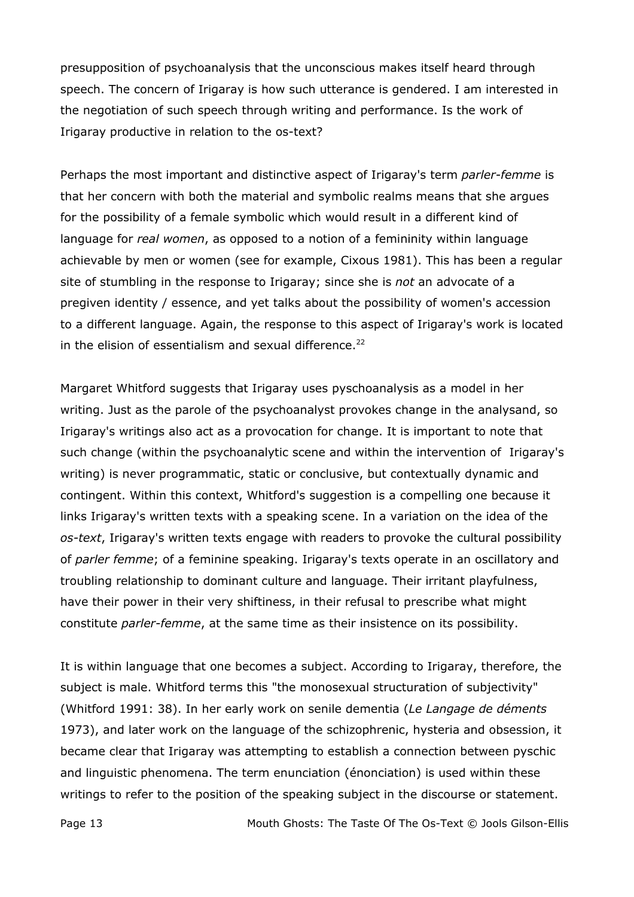presupposition of psychoanalysis that the unconscious makes itself heard through speech. The concern of Irigaray is how such utterance is gendered. I am interested in the negotiation of such speech through writing and performance. Is the work of Irigaray productive in relation to the os-text?

Perhaps the most important and distinctive aspect of Irigaray's term *parler-femme* is that her concern with both the material and symbolic realms means that she argues for the possibility of a female symbolic which would result in a different kind of language for *real women*, as opposed to a notion of a femininity within language achievable by men or women (see for example, Cixous 1981). This has been a regular site of stumbling in the response to Irigaray; since she is *not* an advocate of a pregiven identity / essence, and yet talks about the possibility of women's accession to a different language. Again, the response to this aspect of Irigaray's work is located in the elision of essentialism and sexual difference.[22]

Margaret Whitford suggests that Irigaray uses pyschoanalysis as a model in her writing. Just as the parole of the psychoanalyst provokes change in the analysand, so Irigaray's writings also act as a provocation for change. It is important to note that such change (within the psychoanalytic scene and within the intervention of Irigaray's writing) is never programmatic, static or conclusive, but contextually dynamic and contingent. Within this context, Whitford's suggestion is a compelling one because it links Irigaray's written texts with a speaking scene. In a variation on the idea of the *os-text*, Irigaray's written texts engage with readers to provoke the cultural possibility of *parler femme*; of a feminine speaking. Irigaray's texts operate in an oscillatory and troubling relationship to dominant culture and language. Their irritant playfulness, have their power in their very shiftiness, in their refusal to prescribe what might constitute *parler-femme*, at the same time as their insistence on its possibility.

It is within language that one becomes a subject. According to Irigaray, therefore, the subject is male. Whitford terms this "the monosexual structuration of subjectivity" (Whitford 1991: 38). In her early work on senile dementia (*Le Langage de déments* 1973), and later work on the language of the schizophrenic, hysteria and obsession, it became clear that Irigaray was attempting to establish a connection between pyschic and linguistic phenomena. The term enunciation (énonciation) is used within these writings to refer to the position of the speaking subject in the discourse or statement.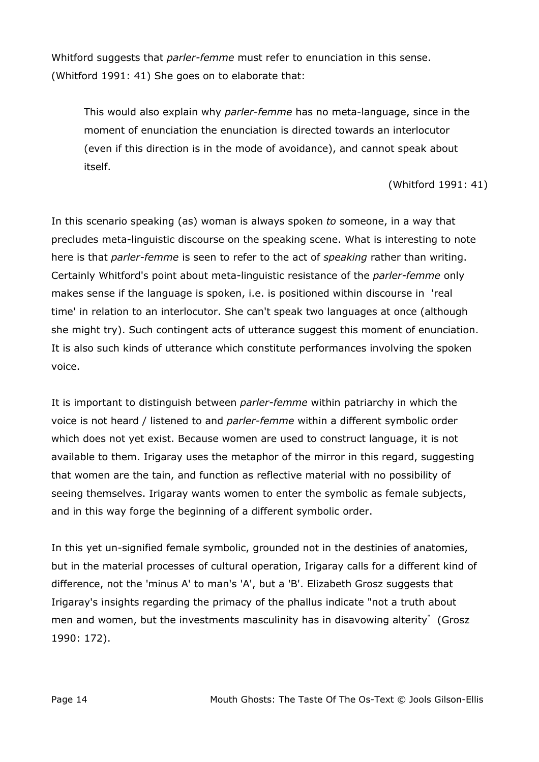Whitford suggests that *parler-femme* must refer to enunciation in this sense. (Whitford 1991: 41) She goes on to elaborate that:

> This would also explain why *parler-femme* has no meta-language, since in the moment of enunciation the enunciation is directed towards an interlocutor (even if this direction is in the mode of avoidance), and cannot speak about itself.
>
> (Whitford 1991: 41)

In this scenario speaking (as) woman is always spoken *to* someone, in a way that precludes meta-linguistic discourse on the speaking scene. What is interesting to note here is that *parler-femme* is seen to refer to the act of *speaking* rather than writing. Certainly Whitford's point about meta-linguistic resistance of the *parler-femme* only makes sense if the language is spoken, i.e. is positioned within discourse in 'real time' in relation to an interlocutor. She can't speak two languages at once (although she might try). Such contingent acts of utterance suggest this moment of enunciation. It is also such kinds of utterance which constitute performances involving the spoken voice.

It is important to distinguish between *parler-femme* within patriarchy in which the voice is not heard / listened to and *parler-femme* within a different symbolic order which does not yet exist. Because women are used to construct language, it is not available to them. Irigaray uses the metaphor of the mirror in this regard, suggesting that women are the tain, and function as reflective material with no possibility of seeing themselves. Irigaray wants women to enter the symbolic as female subjects, and in this way forge the beginning of a different symbolic order.

In this yet un-signified female symbolic, grounded not in the destinies of anatomies, but in the material processes of cultural operation, Irigaray calls for a different kind of difference, not the 'minus A' to man's 'A', but a 'B'. Elizabeth Grosz suggests that Irigaray's insights regarding the primacy of the phallus indicate "not a truth about men and women, but the investments masculinity has in disavowing alterity" (Grosz 1990: 172).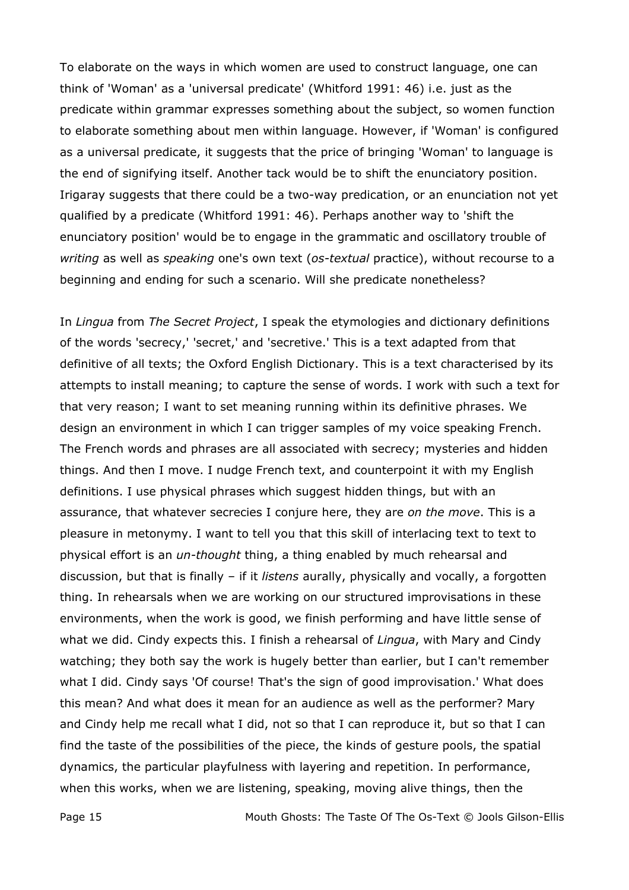To elaborate on the ways in which women are used to construct language, one can think of 'Woman' as a 'universal predicate' (Whitford 1991: 46) i.e. just as the predicate within grammar expresses something about the subject, so women function to elaborate something about men within language. However, if 'Woman' is configured as a universal predicate, it suggests that the price of bringing 'Woman' to language is the end of signifying itself. Another tack would be to shift the enunciatory position. Irigaray suggests that there could be a two-way predication, or an enunciation not yet qualified by a predicate (Whitford 1991: 46). Perhaps another way to 'shift the enunciatory position' would be to engage in the grammatic and oscillatory trouble of *writing* as well as *speaking* one's own text (*os-textual* practice), without recourse to a beginning and ending for such a scenario. Will she predicate nonetheless?

In *Lingua* from *The Secret Project*, I speak the etymologies and dictionary definitions of the words 'secrecy,' 'secret,' and 'secretive.' This is a text adapted from that definitive of all texts; the Oxford English Dictionary. This is a text characterised by its attempts to install meaning; to capture the sense of words. I work with such a text for that very reason; I want to set meaning running within its definitive phrases. We design an environment in which I can trigger samples of my voice speaking French. The French words and phrases are all associated with secrecy; mysteries and hidden things. And then I move. I nudge French text, and counterpoint it with my English definitions. I use physical phrases which suggest hidden things, but with an assurance, that whatever secrecies I conjure here, they are *on the move*. This is a pleasure in metonymy. I want to tell you that this skill of interlacing text to text to physical effort is an *un-thought* thing, a thing enabled by much rehearsal and discussion, but that is finally – if it *listens* aurally, physically and vocally, a forgotten thing. In rehearsals when we are working on our structured improvisations in these environments, when the work is good, we finish performing and have little sense of what we did. Cindy expects this. I finish a rehearsal of *Lingua*, with Mary and Cindy watching; they both say the work is hugely better than earlier, but I can't remember what I did. Cindy says 'Of course! That's the sign of good improvisation.' What does this mean? And what does it mean for an audience as well as the performer? Mary and Cindy help me recall what I did, not so that I can reproduce it, but so that I can find the taste of the possibilities of the piece, the kinds of gesture pools, the spatial dynamics, the particular playfulness with layering and repetition. In performance, when this works, when we are listening, speaking, moving alive things, then the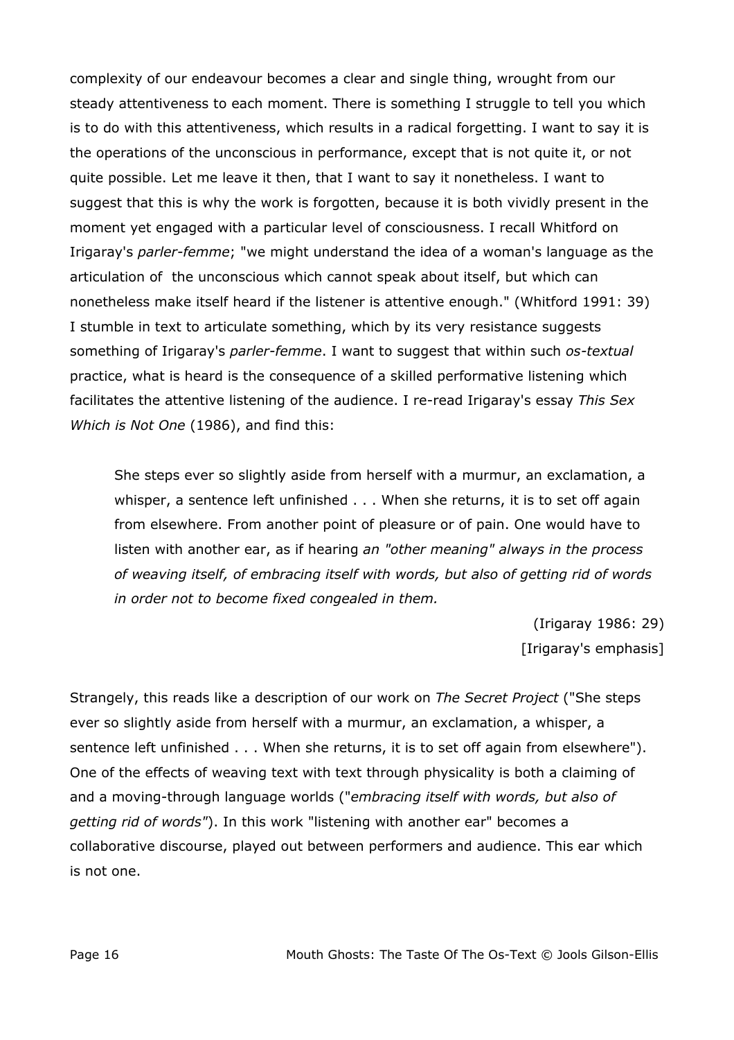complexity of our endeavour becomes a clear and single thing, wrought from our steady attentiveness to each moment. There is something I struggle to tell you which is to do with this attentiveness, which results in a radical forgetting. I want to say it is the operations of the unconscious in performance, except that is not quite it, or not quite possible. Let me leave it then, that I want to say it nonetheless. I want to suggest that this is why the work is forgotten, because it is both vividly present in the moment yet engaged with a particular level of consciousness. I recall Whitford on Irigaray's *parler-femme*; "we might understand the idea of a woman's language as the articulation of the unconscious which cannot speak about itself, but which can nonetheless make itself heard if the listener is attentive enough." (Whitford 1991: 39) I stumble in text to articulate something, which by its very resistance suggests something of Irigaray's *parler-femme*. I want to suggest that within such *os-textual* practice, what is heard is the consequence of a skilled performative listening which facilitates the attentive listening of the audience. I re-read Irigaray's essay *This Sex Which is Not One* (1986), and find this:

> She steps ever so slightly aside from herself with a murmur, an exclamation, a whisper, a sentence left unfinished . . . When she returns, it is to set off again from elsewhere. From another point of pleasure or of pain. One would have to listen with another ear, as if hearing *an "other meaning" always in the process of weaving itself, of embracing itself with words, but also of getting rid of words in order not to become fixed congealed in them.*
>
> (Irigaray 1986: 29)
> [Irigaray's emphasis]

Strangely, this reads like a description of our work on *The Secret Project* ("She steps ever so slightly aside from herself with a murmur, an exclamation, a whisper, a sentence left unfinished . . . When she returns, it is to set off again from elsewhere"). One of the effects of weaving text with text through physicality is both a claiming of and a moving-through language worlds ("*embracing itself with words, but also of getting rid of words*"). In this work "listening with another ear" becomes a collaborative discourse, played out between performers and audience. This ear which is not one.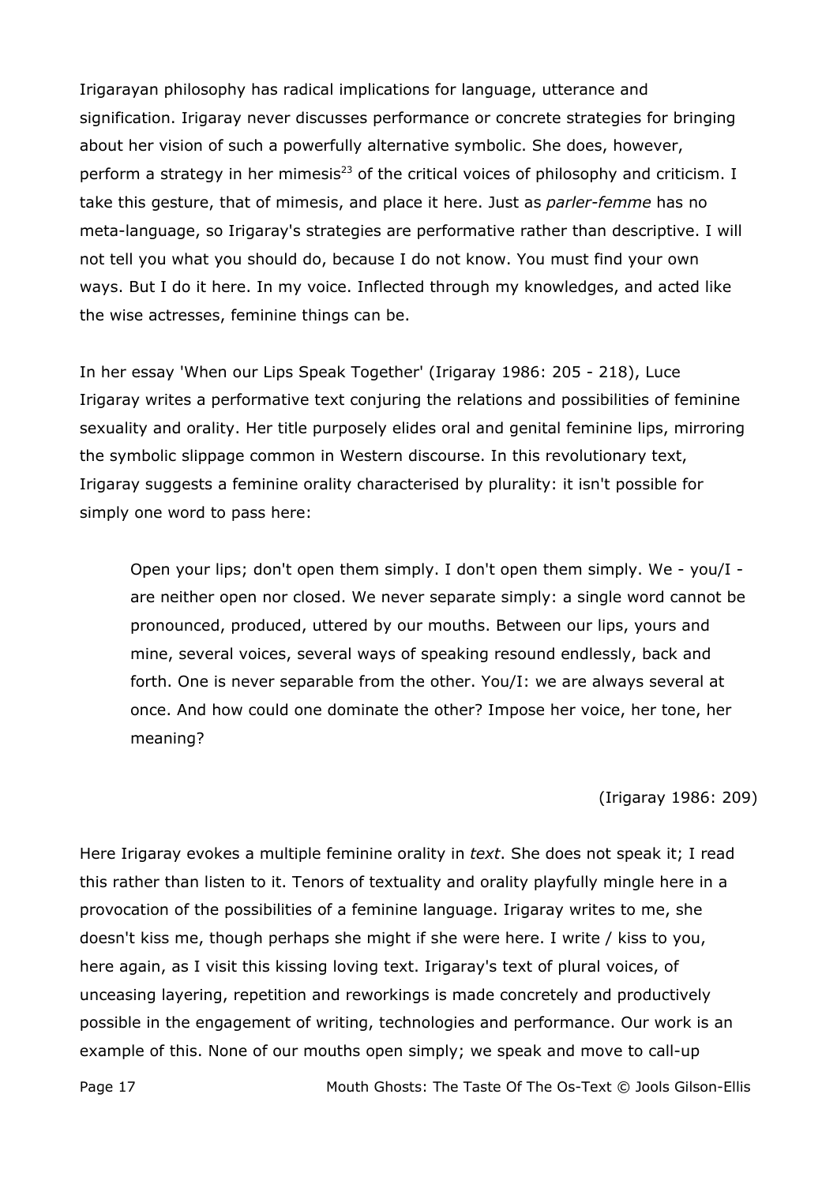Irigarayan philosophy has radical implications for language, utterance and signification. Irigaray never discusses performance or concrete strategies for bringing about her vision of such a powerfully alternative symbolic. She does, however, perform a strategy in her mimesis[23] of the critical voices of philosophy and criticism. I take this gesture, that of mimesis, and place it here. Just as *parler-femme* has no meta-language, so Irigaray's strategies are performative rather than descriptive. I will not tell you what you should do, because I do not know. You must find your own ways. But I do it here. In my voice. Inflected through my knowledges, and acted like the wise actresses, feminine things can be.

In her essay 'When our Lips Speak Together' (Irigaray 1986: 205 - 218), Luce Irigaray writes a performative text conjuring the relations and possibilities of feminine sexuality and orality. Her title purposely elides oral and genital feminine lips, mirroring the symbolic slippage common in Western discourse. In this revolutionary text, Irigaray suggests a feminine orality characterised by plurality: it isn't possible for simply one word to pass here:

> Open your lips; don't open them simply. I don't open them simply. We - you/I - are neither open nor closed. We never separate simply: a single word cannot be pronounced, produced, uttered by our mouths. Between our lips, yours and mine, several voices, several ways of speaking resound endlessly, back and forth. One is never separable from the other. You/I: we are always several at once. And how could one dominate the other? Impose her voice, her tone, her meaning?
>
> (Irigaray 1986: 209)

Here Irigaray evokes a multiple feminine orality in *text*. She does not speak it; I read this rather than listen to it. Tenors of textuality and orality playfully mingle here in a provocation of the possibilities of a feminine language. Irigaray writes to me, she doesn't kiss me, though perhaps she might if she were here. I write / kiss to you, here again, as I visit this kissing loving text. Irigaray's text of plural voices, of unceasing layering, repetition and reworkings is made concretely and productively possible in the engagement of writing, technologies and performance. Our work is an example of this. None of our mouths open simply; we speak and move to call-up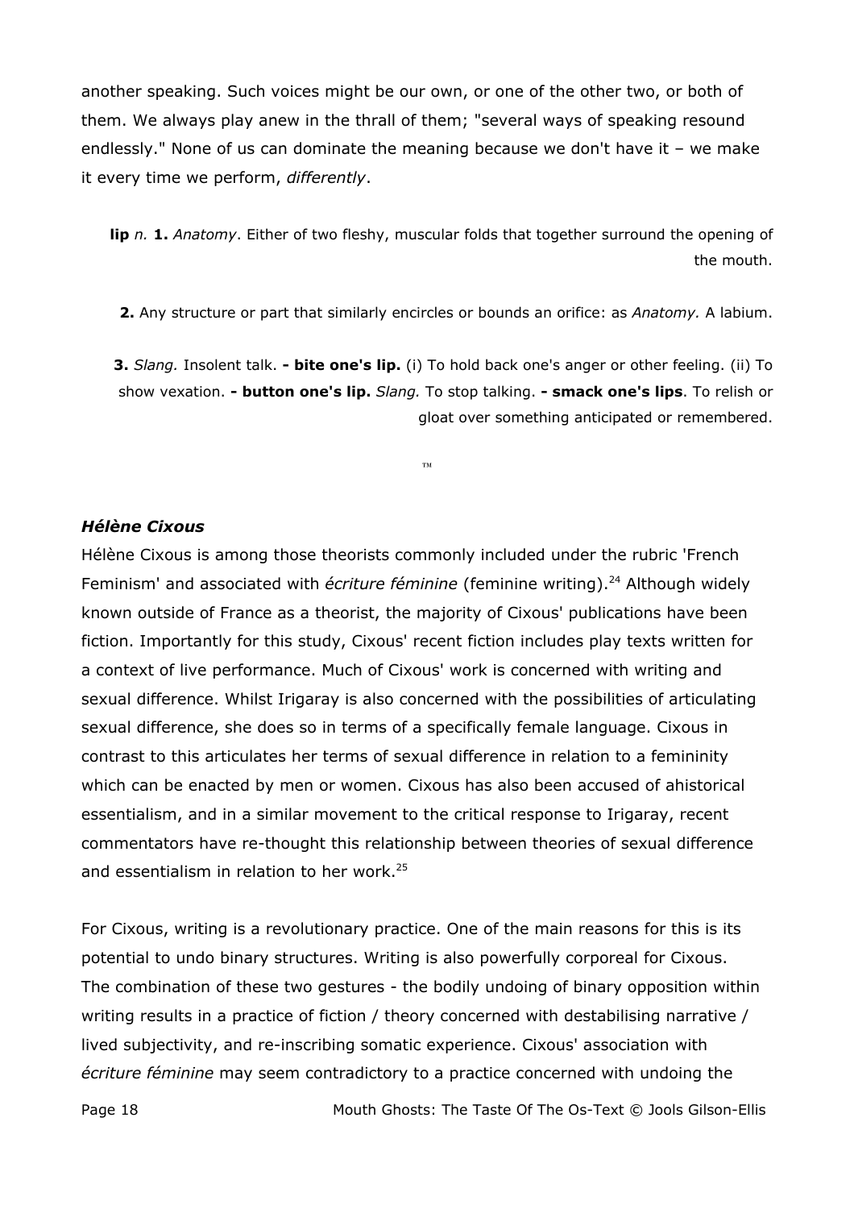another speaking. Such voices might be our own, or one of the other two, or both of them. We always play anew in the thrall of them; "several ways of speaking resound endlessly." None of us can dominate the meaning because we don't have it – we make it every time we perform, *differently*.

**lip** *n.* **1.** *Anatomy*. Either of two fleshy, muscular folds that together surround the opening of the mouth.

**2.** Any structure or part that similarly encircles or bounds an orifice: as *Anatomy.* A labium.

**3.** *Slang.* Insolent talk. **- bite one's lip.** (i) To hold back one's anger or other feeling. (ii) To show vexation. **- button one's lip.** *Slang.* To stop talking. **- smack one's lips**. To relish or gloat over something anticipated or remembered.

™

### *Hélène Cixous*

Hélène Cixous is among those theorists commonly included under the rubric 'French Feminism' and associated with *écriture féminine* (feminine writing).[24] Although widely known outside of France as a theorist, the majority of Cixous' publications have been fiction. Importantly for this study, Cixous' recent fiction includes play texts written for a context of live performance. Much of Cixous' work is concerned with writing and sexual difference. Whilst Irigaray is also concerned with the possibilities of articulating sexual difference, she does so in terms of a specifically female language. Cixous in contrast to this articulates her terms of sexual difference in relation to a femininity which can be enacted by men or women. Cixous has also been accused of ahistorical essentialism, and in a similar movement to the critical response to Irigaray, recent commentators have re-thought this relationship between theories of sexual difference and essentialism in relation to her work.[25]

For Cixous, writing is a revolutionary practice. One of the main reasons for this is its potential to undo binary structures. Writing is also powerfully corporeal for Cixous. The combination of these two gestures - the bodily undoing of binary opposition within writing results in a practice of fiction / theory concerned with destabilising narrative / lived subjectivity, and re-inscribing somatic experience. Cixous' association with *écriture féminine* may seem contradictory to a practice concerned with undoing the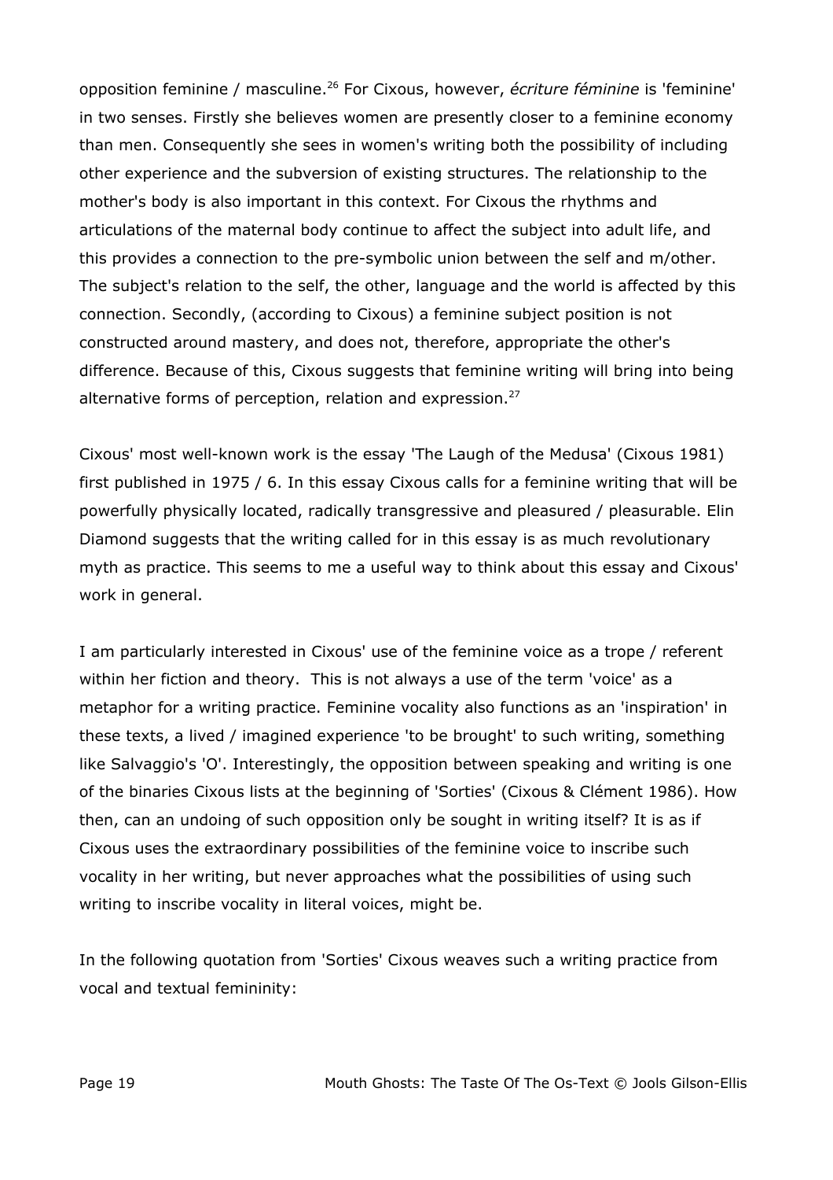opposition feminine / masculine.[26] For Cixous, however, *écriture féminine* is 'feminine' in two senses. Firstly she believes women are presently closer to a feminine economy than men. Consequently she sees in women's writing both the possibility of including other experience and the subversion of existing structures. The relationship to the mother's body is also important in this context. For Cixous the rhythms and articulations of the maternal body continue to affect the subject into adult life, and this provides a connection to the pre-symbolic union between the self and m/other. The subject's relation to the self, the other, language and the world is affected by this connection. Secondly, (according to Cixous) a feminine subject position is not constructed around mastery, and does not, therefore, appropriate the other's difference. Because of this, Cixous suggests that feminine writing will bring into being alternative forms of perception, relation and expression.[27]

Cixous' most well-known work is the essay 'The Laugh of the Medusa' (Cixous 1981) first published in 1975 / 6. In this essay Cixous calls for a feminine writing that will be powerfully physically located, radically transgressive and pleasured / pleasurable. Elin Diamond suggests that the writing called for in this essay is as much revolutionary myth as practice. This seems to me a useful way to think about this essay and Cixous' work in general.

I am particularly interested in Cixous' use of the feminine voice as a trope / referent within her fiction and theory. This is not always a use of the term 'voice' as a metaphor for a writing practice. Feminine vocality also functions as an 'inspiration' in these texts, a lived / imagined experience 'to be brought' to such writing, something like Salvaggio's 'O'. Interestingly, the opposition between speaking and writing is one of the binaries Cixous lists at the beginning of 'Sorties' (Cixous & Clément 1986). How then, can an undoing of such opposition only be sought in writing itself? It is as if Cixous uses the extraordinary possibilities of the feminine voice to inscribe such vocality in her writing, but never approaches what the possibilities of using such writing to inscribe vocality in literal voices, might be.

In the following quotation from 'Sorties' Cixous weaves such a writing practice from vocal and textual femininity: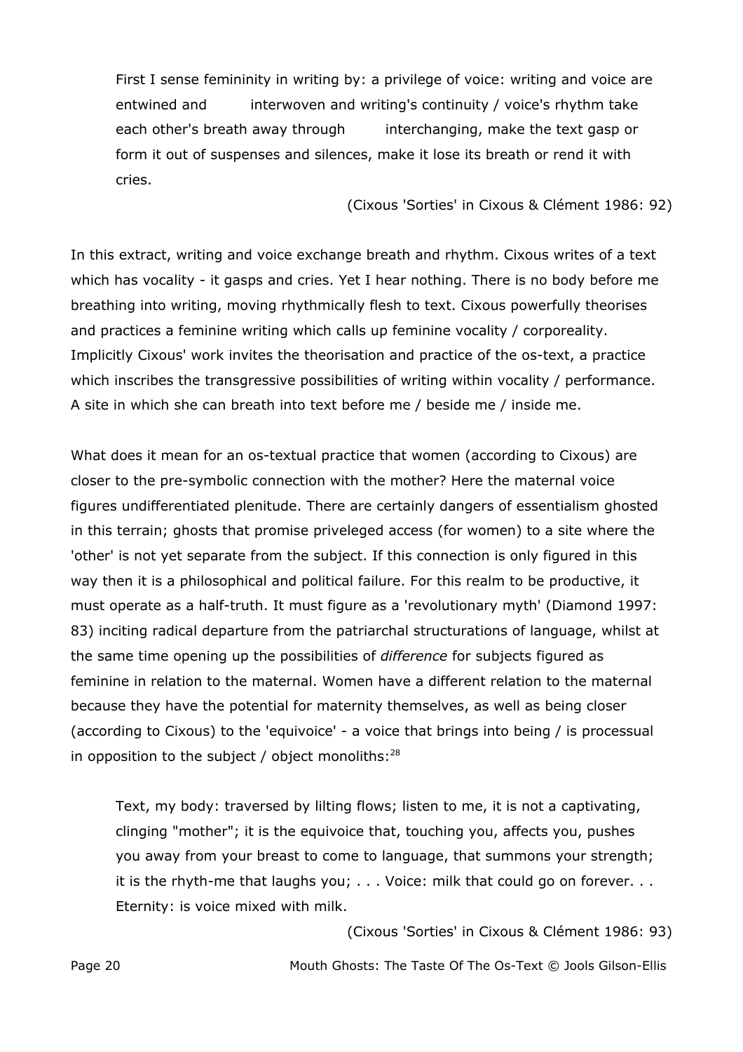> First I sense femininity in writing by: a privilege of voice: writing and voice are entwined and interwoven and writing's continuity / voice's rhythm take each other's breath away through interchanging, make the text gasp or form it out of suspenses and silences, make it lose its breath or rend it with cries.
>
> (Cixous 'Sorties' in Cixous & Clément 1986: 92)

In this extract, writing and voice exchange breath and rhythm. Cixous writes of a text which has vocality - it gasps and cries. Yet I hear nothing. There is no body before me breathing into writing, moving rhythmically flesh to text. Cixous powerfully theorises and practices a feminine writing which calls up feminine vocality / corporeality. Implicitly Cixous' work invites the theorisation and practice of the os-text, a practice which inscribes the transgressive possibilities of writing within vocality / performance. A site in which she can breath into text before me / beside me / inside me.

What does it mean for an os-textual practice that women (according to Cixous) are closer to the pre-symbolic connection with the mother? Here the maternal voice figures undifferentiated plenitude. There are certainly dangers of essentialism ghosted in this terrain; ghosts that promise priveleged access (for women) to a site where the 'other' is not yet separate from the subject. If this connection is only figured in this way then it is a philosophical and political failure. For this realm to be productive, it must operate as a half-truth. It must figure as a 'revolutionary myth' (Diamond 1997: 83) inciting radical departure from the patriarchal structurations of language, whilst at the same time opening up the possibilities of *difference* for subjects figured as feminine in relation to the maternal. Women have a different relation to the maternal because they have the potential for maternity themselves, as well as being closer (according to Cixous) to the 'equivoice' - a voice that brings into being / is processual in opposition to the subject / object monoliths:[28]

> Text, my body: traversed by lilting flows; listen to me, it is not a captivating, clinging "mother"; it is the equivoice that, touching you, affects you, pushes you away from your breast to come to language, that summons your strength; it is the rhyth-me that laughs you; . . . Voice: milk that could go on forever. . . Eternity: is voice mixed with milk.
>
> (Cixous 'Sorties' in Cixous & Clément 1986: 93)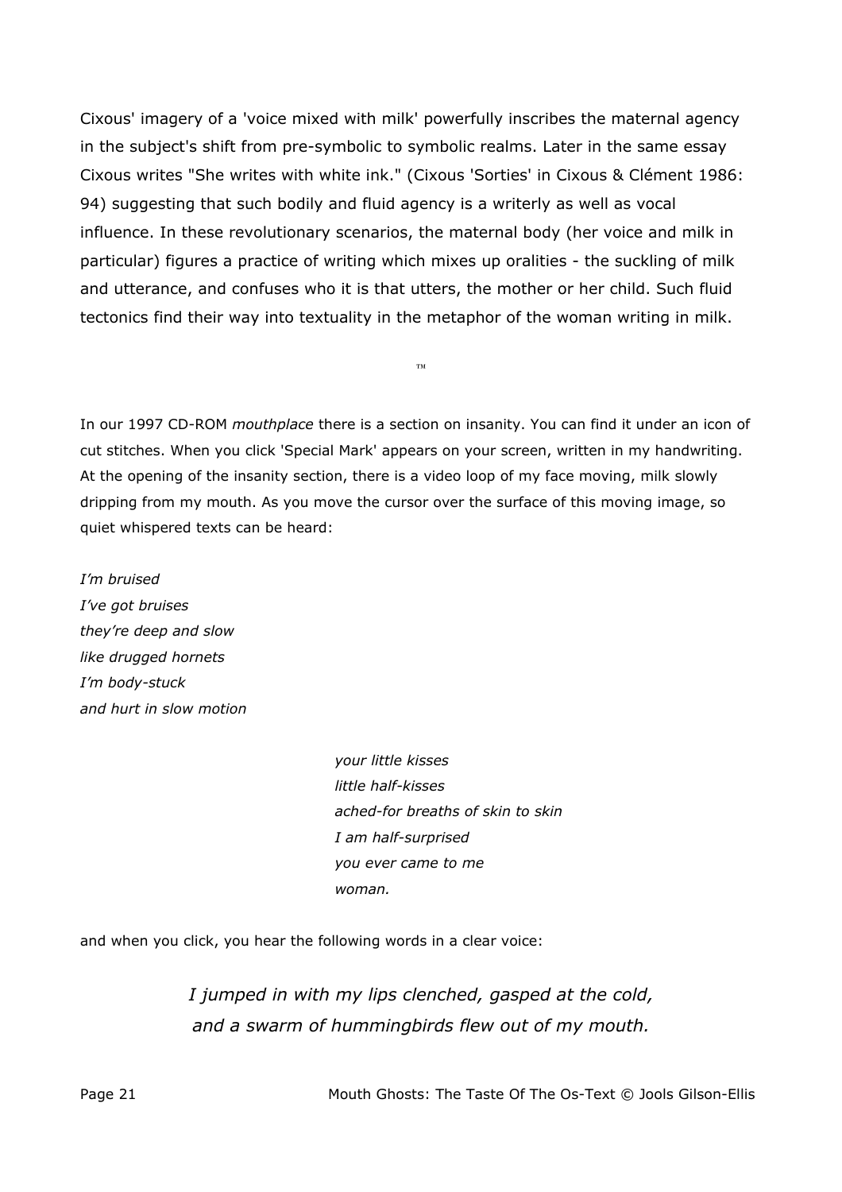Cixous' imagery of a 'voice mixed with milk' powerfully inscribes the maternal agency in the subject's shift from pre-symbolic to symbolic realms. Later in the same essay Cixous writes "She writes with white ink." (Cixous 'Sorties' in Cixous & Clément 1986: 94) suggesting that such bodily and fluid agency is a writerly as well as vocal influence. In these revolutionary scenarios, the maternal body (her voice and milk in particular) figures a practice of writing which mixes up oralities - the suckling of milk and utterance, and confuses who it is that utters, the mother or her child. Such fluid tectonics find their way into textuality in the metaphor of the woman writing in milk.

™

In our 1997 CD-ROM *mouthplace* there is a section on insanity. You can find it under an icon of cut stitches. When you click 'Special Mark' appears on your screen, written in my handwriting. At the opening of the insanity section, there is a video loop of my face moving, milk slowly dripping from my mouth. As you move the cursor over the surface of this moving image, so quiet whispered texts can be heard:

*I'm bruised*
*I've got bruises*
*they're deep and slow*
*like drugged hornets*
*I'm body-stuck*
*and hurt in slow motion*

> *your little kisses*
> *little half-kisses*
> *ached-for breaths of skin to skin*
> *I am half-surprised*
> *you ever came to me*
> *woman.*

and when you click, you hear the following words in a clear voice:

*I jumped in with my lips clenched, gasped at the cold, and a swarm of hummingbirds flew out of my mouth.*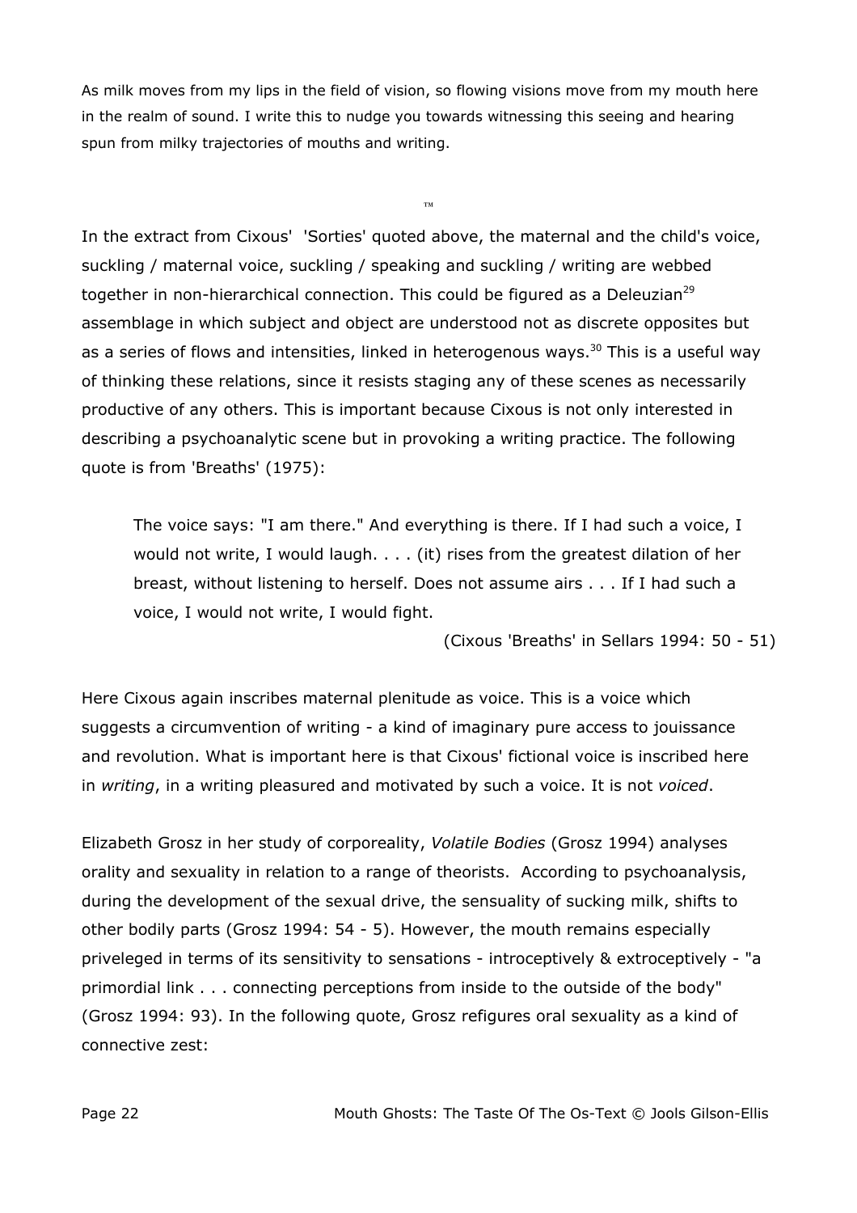As milk moves from my lips in the field of vision, so flowing visions move from my mouth here in the realm of sound. I write this to nudge you towards witnessing this seeing and hearing spun from milky trajectories of mouths and writing.

™

In the extract from Cixous' 'Sorties' quoted above, the maternal and the child's voice, suckling / maternal voice, suckling / speaking and suckling / writing are webbed together in non-hierarchical connection. This could be figured as a Deleuzian[29] assemblage in which subject and object are understood not as discrete opposites but as a series of flows and intensities, linked in heterogenous ways.[30] This is a useful way of thinking these relations, since it resists staging any of these scenes as necessarily productive of any others. This is important because Cixous is not only interested in describing a psychoanalytic scene but in provoking a writing practice. The following quote is from 'Breaths' (1975):

> The voice says: "I am there." And everything is there. If I had such a voice, I would not write, I would laugh. . . . (it) rises from the greatest dilation of her breast, without listening to herself. Does not assume airs . . . If I had such a voice, I would not write, I would fight.
>
> (Cixous 'Breaths' in Sellars 1994: 50 - 51)

Here Cixous again inscribes maternal plenitude as voice. This is a voice which suggests a circumvention of writing - a kind of imaginary pure access to jouissance and revolution. What is important here is that Cixous' fictional voice is inscribed here in *writing*, in a writing pleasured and motivated by such a voice. It is not *voiced*.

Elizabeth Grosz in her study of corporeality, *Volatile Bodies* (Grosz 1994) analyses orality and sexuality in relation to a range of theorists. According to psychoanalysis, during the development of the sexual drive, the sensuality of sucking milk, shifts to other bodily parts (Grosz 1994: 54 - 5). However, the mouth remains especially priveleged in terms of its sensitivity to sensations - introceptively & extroceptively - "a primordial link . . . connecting perceptions from inside to the outside of the body" (Grosz 1994: 93). In the following quote, Grosz refigures oral sexuality as a kind of connective zest: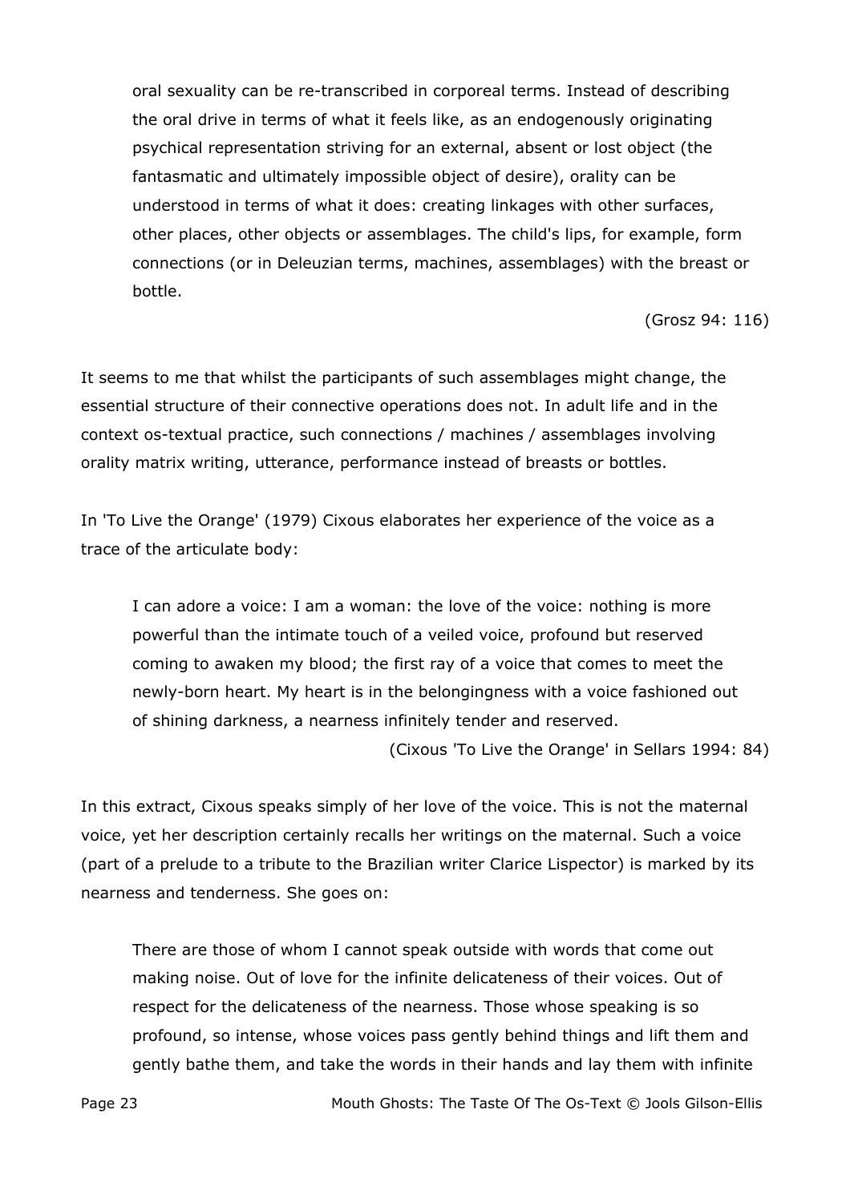> oral sexuality can be re-transcribed in corporeal terms. Instead of describing the oral drive in terms of what it feels like, as an endogenously originating psychical representation striving for an external, absent or lost object (the fantasmatic and ultimately impossible object of desire), orality can be understood in terms of what it does: creating linkages with other surfaces, other places, other objects or assemblages. The child's lips, for example, form connections (or in Deleuzian terms, machines, assemblages) with the breast or bottle.
>
> (Grosz 94: 116)

It seems to me that whilst the participants of such assemblages might change, the essential structure of their connective operations does not. In adult life and in the context os-textual practice, such connections / machines / assemblages involving orality matrix writing, utterance, performance instead of breasts or bottles.

In 'To Live the Orange' (1979) Cixous elaborates her experience of the voice as a trace of the articulate body:

> I can adore a voice: I am a woman: the love of the voice: nothing is more powerful than the intimate touch of a veiled voice, profound but reserved coming to awaken my blood; the first ray of a voice that comes to meet the newly-born heart. My heart is in the belongingness with a voice fashioned out of shining darkness, a nearness infinitely tender and reserved.
>
> (Cixous 'To Live the Orange' in Sellars 1994: 84)

In this extract, Cixous speaks simply of her love of the voice. This is not the maternal voice, yet her description certainly recalls her writings on the maternal. Such a voice (part of a prelude to a tribute to the Brazilian writer Clarice Lispector) is marked by its nearness and tenderness. She goes on:

> There are those of whom I cannot speak outside with words that come out making noise. Out of love for the infinite delicateness of their voices. Out of respect for the delicateness of the nearness. Those whose speaking is so profound, so intense, whose voices pass gently behind things and lift them and gently bathe them, and take the words in their hands and lay them with infinite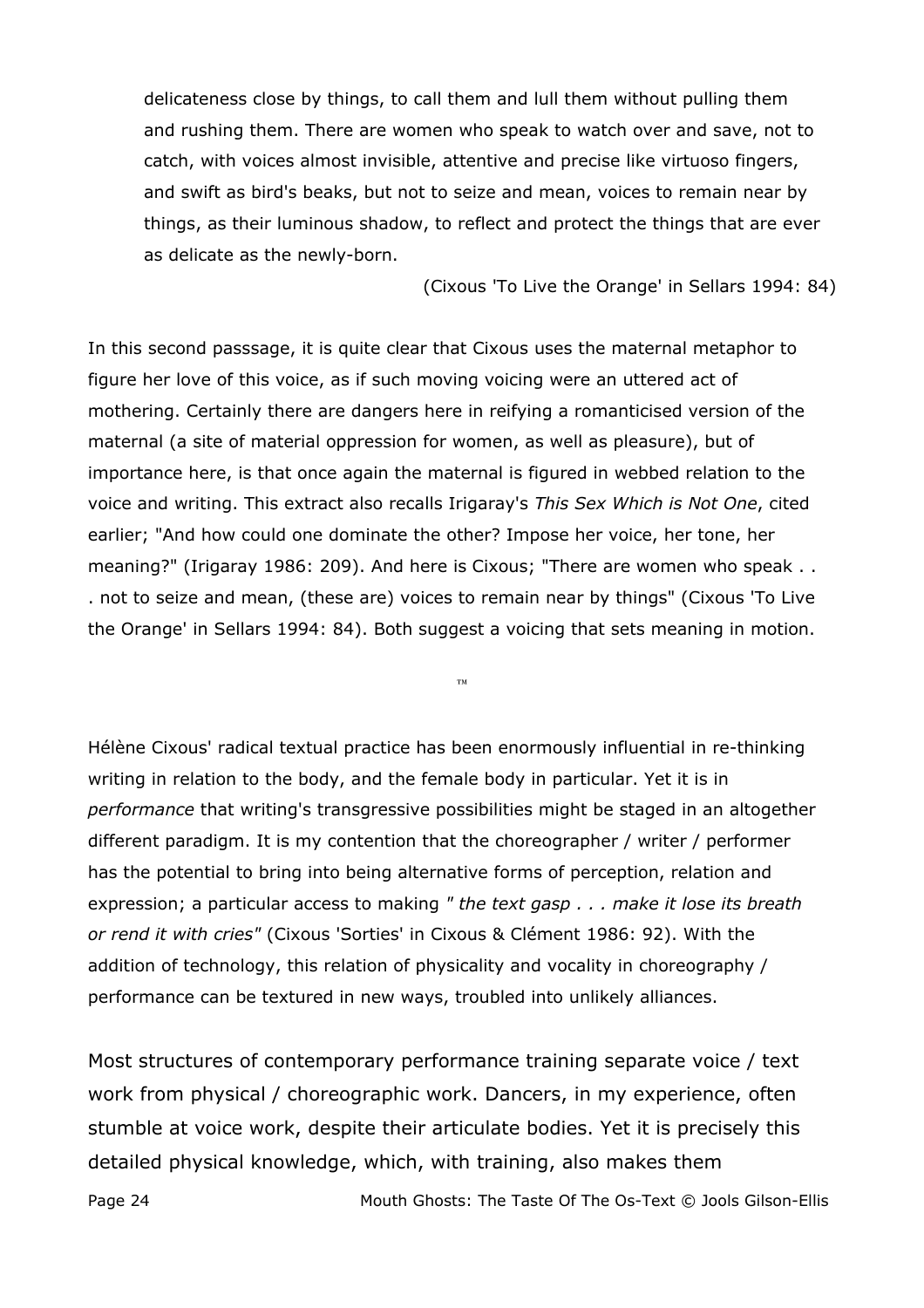> delicateness close by things, to call them and lull them without pulling them and rushing them. There are women who speak to watch over and save, not to catch, with voices almost invisible, attentive and precise like virtuoso fingers, and swift as bird's beaks, but not to seize and mean, voices to remain near by things, as their luminous shadow, to reflect and protect the things that are ever as delicate as the newly-born.
>
> (Cixous 'To Live the Orange' in Sellars 1994: 84)

In this second passsage, it is quite clear that Cixous uses the maternal metaphor to figure her love of this voice, as if such moving voicing were an uttered act of mothering. Certainly there are dangers here in reifying a romanticised version of the maternal (a site of material oppression for women, as well as pleasure), but of importance here, is that once again the maternal is figured in webbed relation to the voice and writing. This extract also recalls Irigaray's *This Sex Which is Not One*, cited earlier; "And how could one dominate the other? Impose her voice, her tone, her meaning?" (Irigaray 1986: 209). And here is Cixous; "There are women who speak . . . not to seize and mean, (these are) voices to remain near by things" (Cixous 'To Live the Orange' in Sellars 1994: 84). Both suggest a voicing that sets meaning in motion.

™

Hélène Cixous' radical textual practice has been enormously influential in re-thinking writing in relation to the body, and the female body in particular. Yet it is in *performance* that writing's transgressive possibilities might be staged in an altogether different paradigm. It is my contention that the choreographer / writer / performer has the potential to bring into being alternative forms of perception, relation and expression; a particular access to making *" the text gasp . . . make it lose its breath or rend it with cries"* (Cixous 'Sorties' in Cixous & Clément 1986: 92). With the addition of technology, this relation of physicality and vocality in choreography / performance can be textured in new ways, troubled into unlikely alliances.

Most structures of contemporary performance training separate voice / text work from physical / choreographic work. Dancers, in my experience, often stumble at voice work, despite their articulate bodies. Yet it is precisely this detailed physical knowledge, which, with training, also makes them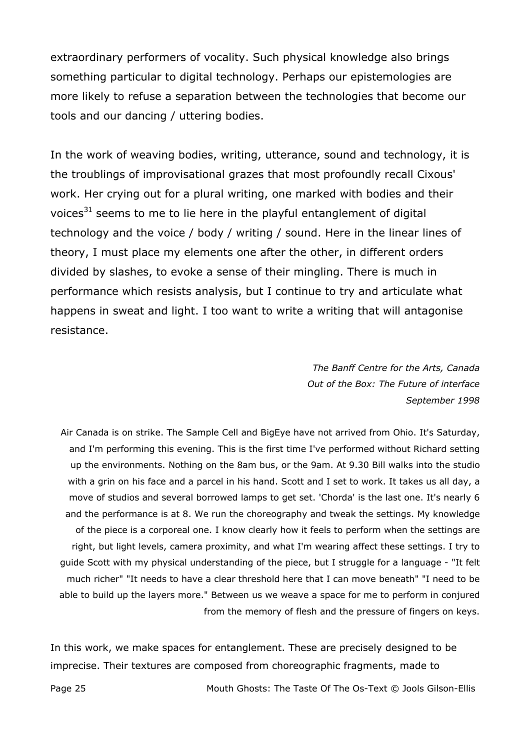extraordinary performers of vocality. Such physical knowledge also brings something particular to digital technology. Perhaps our epistemologies are more likely to refuse a separation between the technologies that become our tools and our dancing / uttering bodies.

In the work of weaving bodies, writing, utterance, sound and technology, it is the troublings of improvisational grazes that most profoundly recall Cixous' work. Her crying out for a plural writing, one marked with bodies and their voices[31] seems to me to lie here in the playful entanglement of digital technology and the voice / body / writing / sound. Here in the linear lines of theory, I must place my elements one after the other, in different orders divided by slashes, to evoke a sense of their mingling. There is much in performance which resists analysis, but I continue to try and articulate what happens in sweat and light. I too want to write a writing that will antagonise resistance.

*The Banff Centre for the Arts, Canada*
*Out of the Box: The Future of interface*
*September 1998*

Air Canada is on strike. The Sample Cell and BigEye have not arrived from Ohio. It's Saturday, and I'm performing this evening. This is the first time I've performed without Richard setting up the environments. Nothing on the 8am bus, or the 9am. At 9.30 Bill walks into the studio with a grin on his face and a parcel in his hand. Scott and I set to work. It takes us all day, a move of studios and several borrowed lamps to get set. 'Chorda' is the last one. It's nearly 6 and the performance is at 8. We run the choreography and tweak the settings. My knowledge of the piece is a corporeal one. I know clearly how it feels to perform when the settings are right, but light levels, camera proximity, and what I'm wearing affect these settings. I try to guide Scott with my physical understanding of the piece, but I struggle for a language - "It felt much richer" "It needs to have a clear threshold here that I can move beneath" "I need to be able to build up the layers more." Between us we weave a space for me to perform in conjured from the memory of flesh and the pressure of fingers on keys.

In this work, we make spaces for entanglement. These are precisely designed to be imprecise. Their textures are composed from choreographic fragments, made to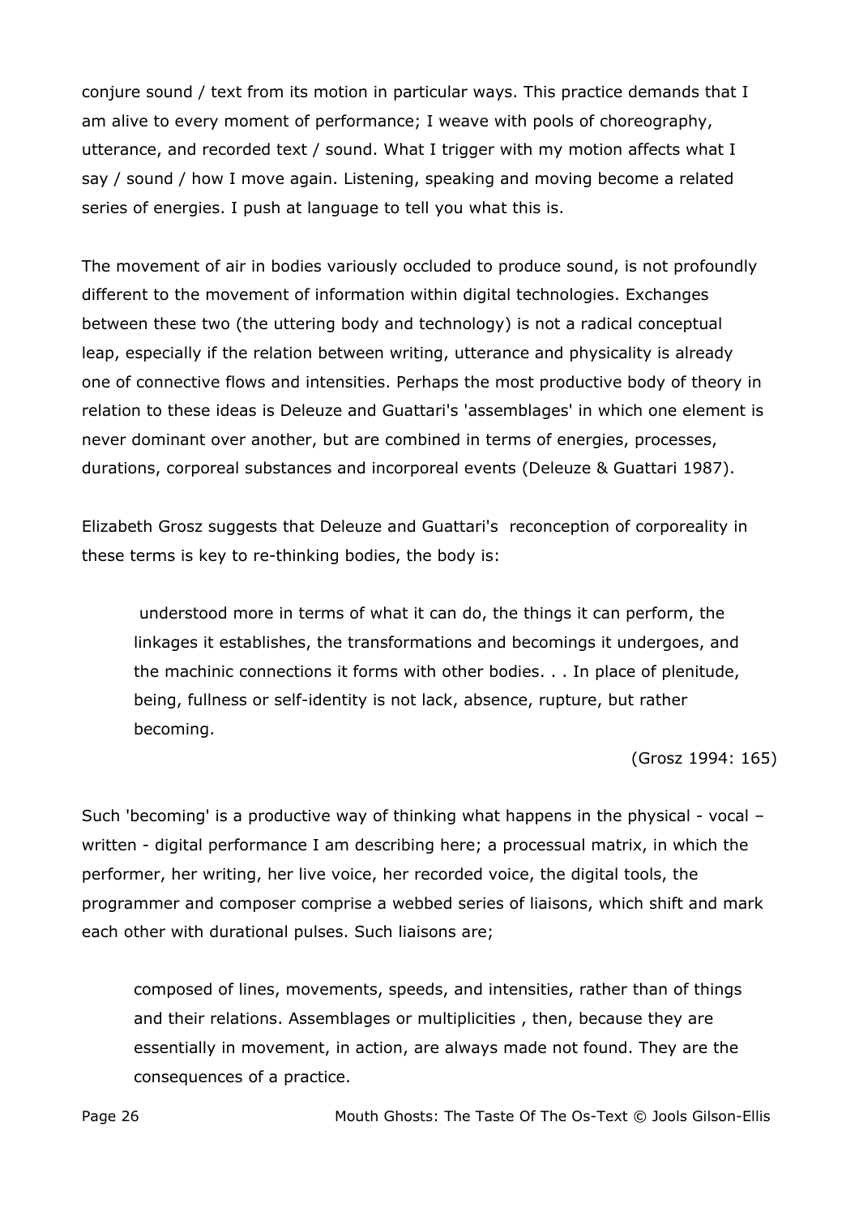conjure sound / text from its motion in particular ways. This practice demands that I am alive to every moment of performance; I weave with pools of choreography, utterance, and recorded text / sound. What I trigger with my motion affects what I say / sound / how I move again. Listening, speaking and moving become a related series of energies. I push at language to tell you what this is.

The movement of air in bodies variously occluded to produce sound, is not profoundly different to the movement of information within digital technologies. Exchanges between these two (the uttering body and technology) is not a radical conceptual leap, especially if the relation between writing, utterance and physicality is already one of connective flows and intensities. Perhaps the most productive body of theory in relation to these ideas is Deleuze and Guattari's 'assemblages' in which one element is never dominant over another, but are combined in terms of energies, processes, durations, corporeal substances and incorporeal events (Deleuze & Guattari 1987).

Elizabeth Grosz suggests that Deleuze and Guattari's reconception of corporeality in these terms is key to re-thinking bodies, the body is:

> understood more in terms of what it can do, the things it can perform, the linkages it establishes, the transformations and becomings it undergoes, and the machinic connections it forms with other bodies. . . In place of plenitude, being, fullness or self-identity is not lack, absence, rupture, but rather becoming.
>
> (Grosz 1994: 165)

Such 'becoming' is a productive way of thinking what happens in the physical - vocal – written - digital performance I am describing here; a processual matrix, in which the performer, her writing, her live voice, her recorded voice, the digital tools, the programmer and composer comprise a webbed series of liaisons, which shift and mark each other with durational pulses. Such liaisons are;

> composed of lines, movements, speeds, and intensities, rather than of things and their relations. Assemblages or multiplicities , then, because they are essentially in movement, in action, are always made not found. They are the consequences of a practice.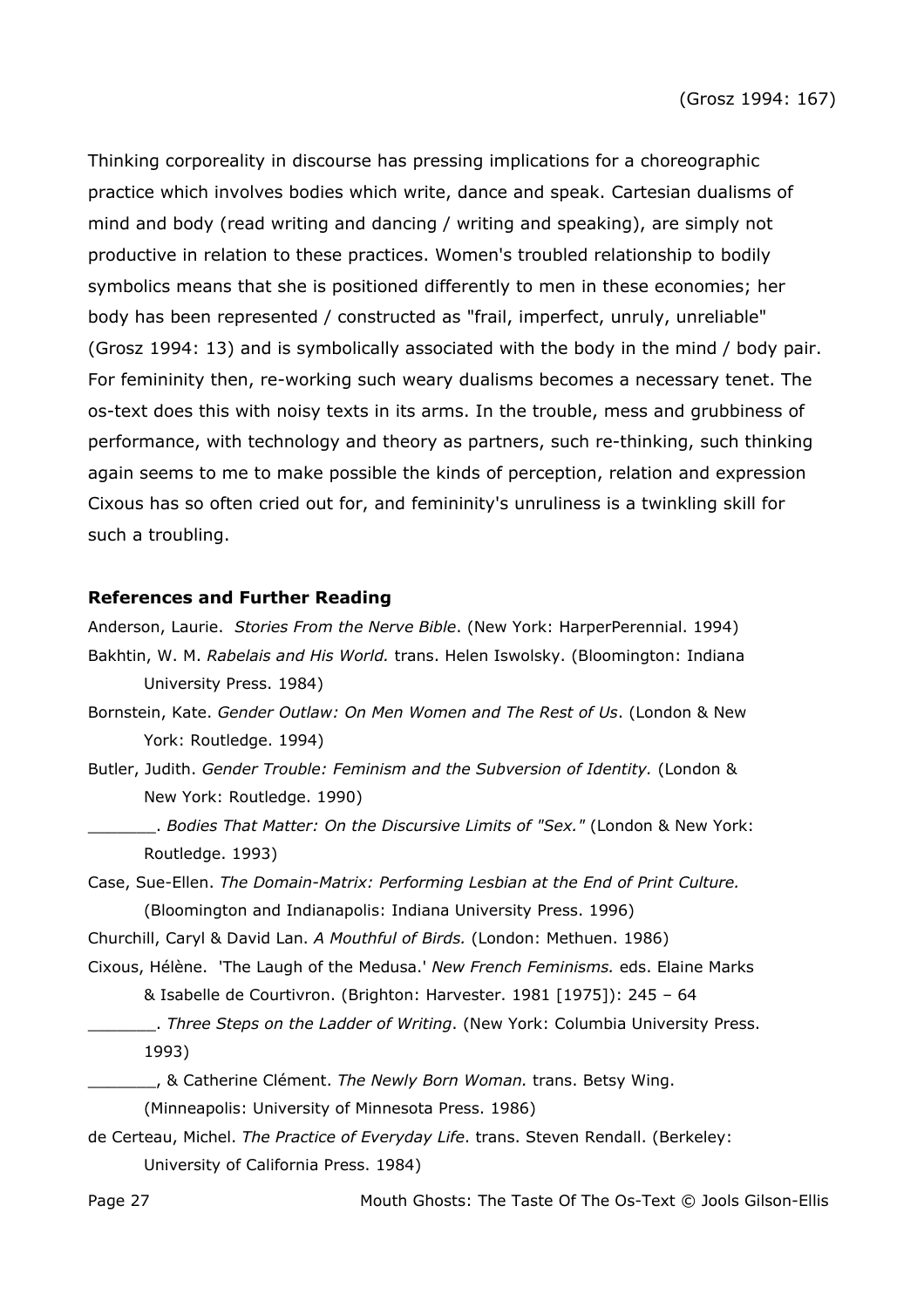(Grosz 1994: 167)

Thinking corporeality in discourse has pressing implications for a choreographic practice which involves bodies which write, dance and speak. Cartesian dualisms of mind and body (read writing and dancing / writing and speaking), are simply not productive in relation to these practices. Women's troubled relationship to bodily symbolics means that she is positioned differently to men in these economies; her body has been represented / constructed as "frail, imperfect, unruly, unreliable" (Grosz 1994: 13) and is symbolically associated with the body in the mind / body pair. For femininity then, re-working such weary dualisms becomes a necessary tenet. The os-text does this with noisy texts in its arms. In the trouble, mess and grubbiness of performance, with technology and theory as partners, such re-thinking, such thinking again seems to me to make possible the kinds of perception, relation and expression Cixous has so often cried out for, and femininity's unruliness is a twinkling skill for such a troubling.

**References and Further Reading**

Anderson, Laurie. *Stories From the Nerve Bible*. (New York: HarperPerennial. 1994)

Bakhtin, W. M. *Rabelais and His World.* trans. Helen Iswolsky. (Bloomington: Indiana University Press. 1984)

Bornstein, Kate. *Gender Outlaw: On Men Women and The Rest of Us*. (London & New York: Routledge. 1994)

Butler, Judith. *Gender Trouble: Feminism and the Subversion of Identity.* (London & New York: Routledge. 1990)

_______. *Bodies That Matter: On the Discursive Limits of "Sex."* (London & New York: Routledge. 1993)

Case, Sue-Ellen. *The Domain-Matrix: Performing Lesbian at the End of Print Culture.* (Bloomington and Indianapolis: Indiana University Press. 1996)

Churchill, Caryl & David Lan. *A Mouthful of Birds.* (London: Methuen. 1986)

Cixous, Hélène. 'The Laugh of the Medusa.' *New French Feminisms.* eds. Elaine Marks & Isabelle de Courtivron. (Brighton: Harvester. 1981 [1975]): 245 – 64

_______. *Three Steps on the Ladder of Writing*. (New York: Columbia University Press. 1993)

_______, & Catherine Clément. *The Newly Born Woman.* trans. Betsy Wing. (Minneapolis: University of Minnesota Press. 1986)

de Certeau, Michel. *The Practice of Everyday Life*. trans. Steven Rendall. (Berkeley: University of California Press. 1984)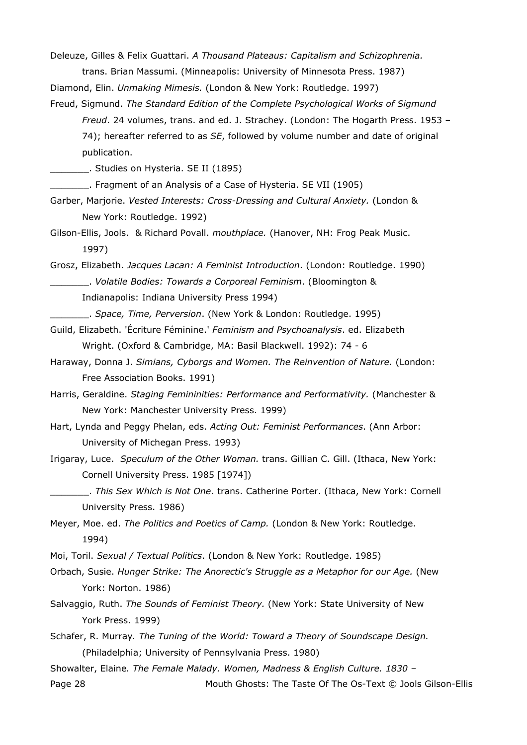Deleuze, Gilles & Felix Guattari. *A Thousand Plateaus: Capitalism and Schizophrenia.* trans. Brian Massumi. (Minneapolis: University of Minnesota Press. 1987)

Diamond, Elin. *Unmaking Mimesis.* (London & New York: Routledge. 1997)

Freud, Sigmund. *The Standard Edition of the Complete Psychological Works of Sigmund Freud*. 24 volumes, trans. and ed. J. Strachey. (London: The Hogarth Press. 1953 – 74); hereafter referred to as *SE*, followed by volume number and date of original publication.

_______. Studies on Hysteria. SE II (1895)

_______. Fragment of an Analysis of a Case of Hysteria. SE VII (1905)

Garber, Marjorie. *Vested Interests: Cross-Dressing and Cultural Anxiety.* (London & New York: Routledge. 1992)

Gilson-Ellis, Jools. & Richard Povall. *mouthplace.* (Hanover, NH: Frog Peak Music. 1997)

Grosz, Elizabeth. *Jacques Lacan: A Feminist Introduction*. (London: Routledge. 1990)

_______. *Volatile Bodies: Towards a Corporeal Feminism*. (Bloomington & Indianapolis: Indiana University Press 1994)

_______. *Space, Time, Perversion*. (New York & London: Routledge. 1995)

Guild, Elizabeth. 'Écriture Féminine.' *Feminism and Psychoanalysis*. ed. Elizabeth Wright. (Oxford & Cambridge, MA: Basil Blackwell. 1992): 74 - 6

Haraway, Donna J. *Simians, Cyborgs and Women. The Reinvention of Nature.* (London: Free Association Books. 1991)

Harris, Geraldine. *Staging Femininities: Performance and Performativity.* (Manchester & New York: Manchester University Press. 1999)

Hart, Lynda and Peggy Phelan, eds. *Acting Out: Feminist Performances*. (Ann Arbor: University of Michegan Press. 1993)

Irigaray, Luce. *Speculum of the Other Woman.* trans. Gillian C. Gill. (Ithaca, New York: Cornell University Press. 1985 [1974])

_______. *This Sex Which is Not One*. trans. Catherine Porter. (Ithaca, New York: Cornell University Press. 1986)

Meyer, Moe. ed. *The Politics and Poetics of Camp.* (London & New York: Routledge. 1994)

Moi, Toril. *Sexual / Textual Politics*. (London & New York: Routledge. 1985)

Orbach, Susie. *Hunger Strike: The Anorectic's Struggle as a Metaphor for our Age.* (New York: Norton. 1986)

Salvaggio, Ruth. *The Sounds of Feminist Theory.* (New York: State University of New York Press. 1999)

Schafer, R. Murray. *The Tuning of the World: Toward a Theory of Soundscape Design.* (Philadelphia; University of Pennsylvania Press. 1980)

Showalter, Elaine. *The Female Malady. Women, Madness & English Culture. 1830 –*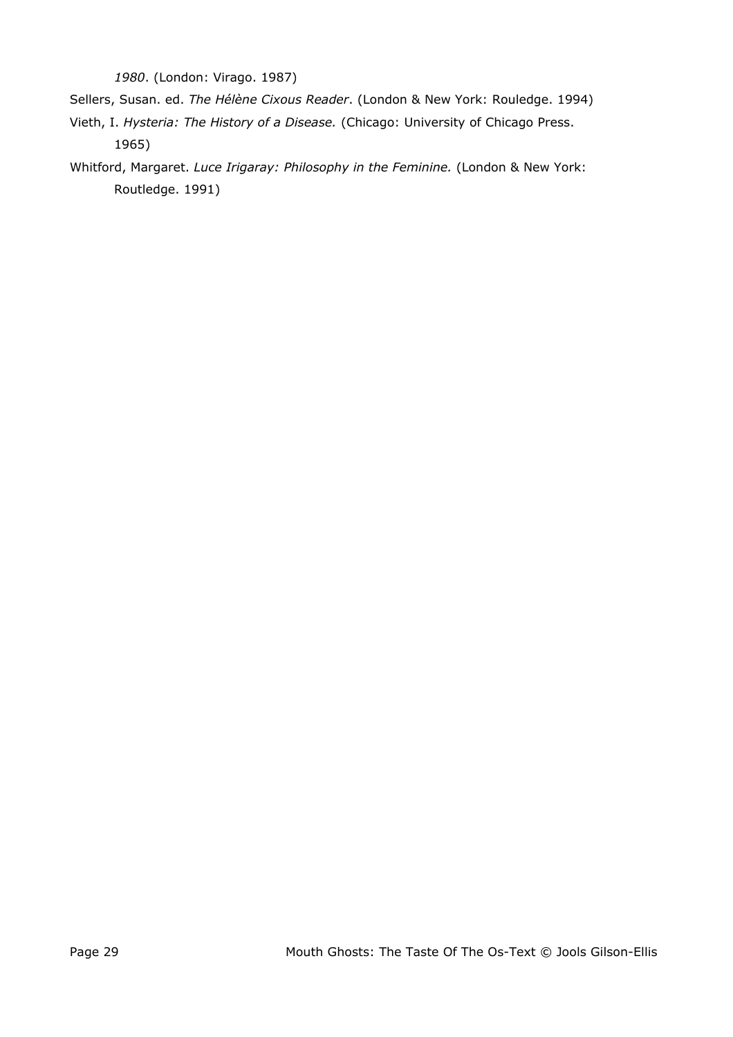*1980*. (London: Virago. 1987)

Sellers, Susan. ed. *The Hélène Cixous Reader*. (London & New York: Rouledge. 1994)

Vieth, I. *Hysteria: The History of a Disease.* (Chicago: University of Chicago Press. 1965)

Whitford, Margaret. *Luce Irigaray: Philosophy in the Feminine.* (London & New York: Routledge. 1991)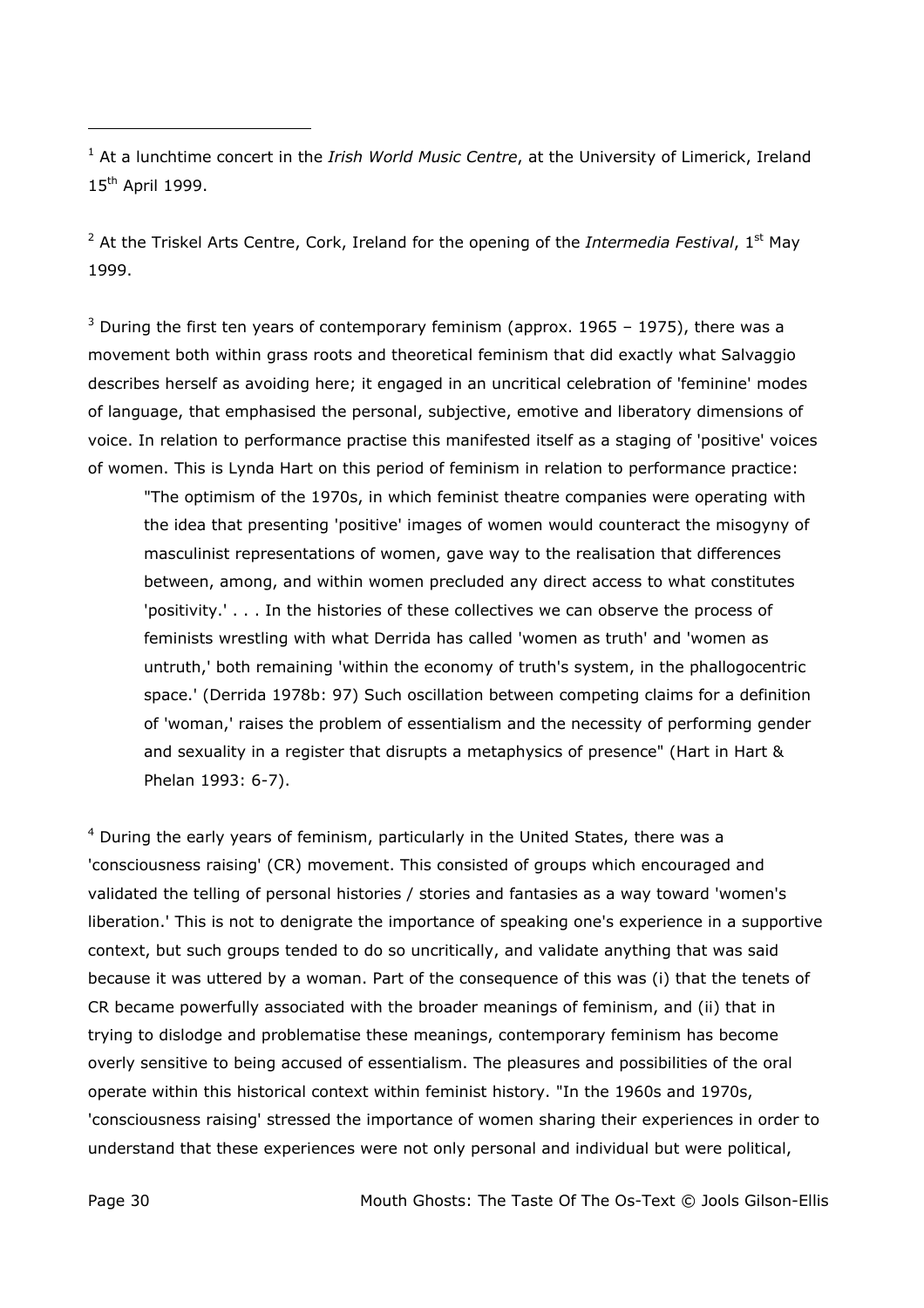[1] At a lunchtime concert in the *Irish World Music Centre*, at the University of Limerick, Ireland 15th April 1999.

[2] At the Triskel Arts Centre, Cork, Ireland for the opening of the *Intermedia Festival*, 1st May 1999.

[3] During the first ten years of contemporary feminism (approx. 1965 – 1975), there was a movement both within grass roots and theoretical feminism that did exactly what Salvaggio describes herself as avoiding here; it engaged in an uncritical celebration of 'feminine' modes of language, that emphasised the personal, subjective, emotive and liberatory dimensions of voice. In relation to performance practise this manifested itself as a staging of 'positive' voices of women. This is Lynda Hart on this period of feminism in relation to performance practice:

> "The optimism of the 1970s, in which feminist theatre companies were operating with the idea that presenting 'positive' images of women would counteract the misogyny of masculinist representations of women, gave way to the realisation that differences between, among, and within women precluded any direct access to what constitutes 'positivity.' . . . In the histories of these collectives we can observe the process of feminists wrestling with what Derrida has called 'women as truth' and 'women as untruth,' both remaining 'within the economy of truth's system, in the phallogocentric space.' (Derrida 1978b: 97) Such oscillation between competing claims for a definition of 'woman,' raises the problem of essentialism and the necessity of performing gender and sexuality in a register that disrupts a metaphysics of presence" (Hart in Hart & Phelan 1993: 6-7).

[4] During the early years of feminism, particularly in the United States, there was a 'consciousness raising' (CR) movement. This consisted of groups which encouraged and validated the telling of personal histories / stories and fantasies as a way toward 'women's liberation.' This is not to denigrate the importance of speaking one's experience in a supportive context, but such groups tended to do so uncritically, and validate anything that was said because it was uttered by a woman. Part of the consequence of this was (i) that the tenets of CR became powerfully associated with the broader meanings of feminism, and (ii) that in trying to dislodge and problematise these meanings, contemporary feminism has become overly sensitive to being accused of essentialism. The pleasures and possibilities of the oral operate within this historical context within feminist history. "In the 1960s and 1970s, 'consciousness raising' stressed the importance of women sharing their experiences in order to understand that these experiences were not only personal and individual but were political,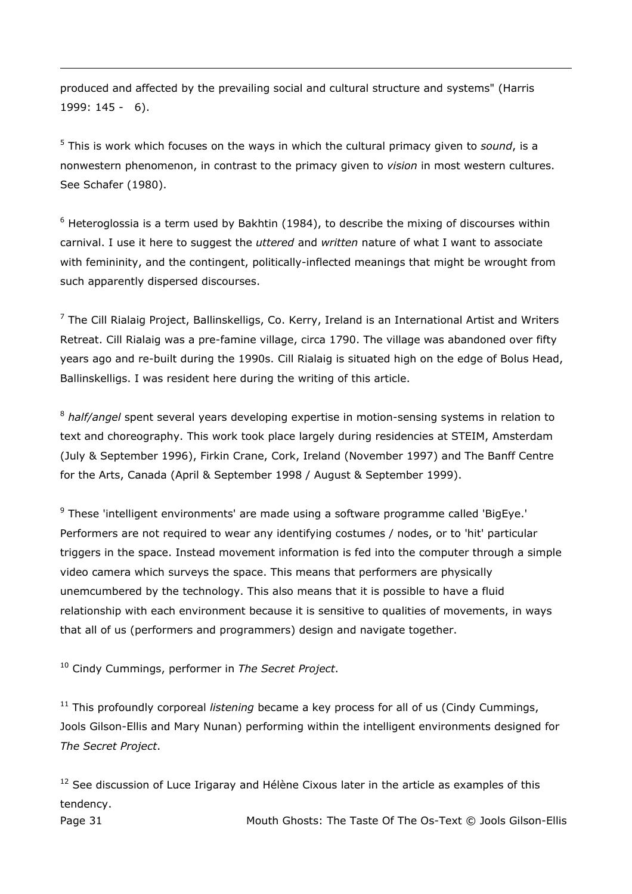produced and affected by the prevailing social and cultural structure and systems" (Harris 1999: 145 - 6).

[5] This is work which focuses on the ways in which the cultural primacy given to *sound*, is a nonwestern phenomenon, in contrast to the primacy given to *vision* in most western cultures. See Schafer (1980).

[6] Heteroglossia is a term used by Bakhtin (1984), to describe the mixing of discourses within carnival. I use it here to suggest the *uttered* and *written* nature of what I want to associate with femininity, and the contingent, politically-inflected meanings that might be wrought from such apparently dispersed discourses.

[7] The Cill Rialaig Project, Ballinskelligs, Co. Kerry, Ireland is an International Artist and Writers Retreat. Cill Rialaig was a pre-famine village, circa 1790. The village was abandoned over fifty years ago and re-built during the 1990s. Cill Rialaig is situated high on the edge of Bolus Head, Ballinskelligs. I was resident here during the writing of this article.

[8] *half/angel* spent several years developing expertise in motion-sensing systems in relation to text and choreography. This work took place largely during residencies at STEIM, Amsterdam (July & September 1996), Firkin Crane, Cork, Ireland (November 1997) and The Banff Centre for the Arts, Canada (April & September 1998 / August & September 1999).

[9] These 'intelligent environments' are made using a software programme called 'BigEye.' Performers are not required to wear any identifying costumes / nodes, or to 'hit' particular triggers in the space. Instead movement information is fed into the computer through a simple video camera which surveys the space. This means that performers are physically unemcumbered by the technology. This also means that it is possible to have a fluid relationship with each environment because it is sensitive to qualities of movements, in ways that all of us (performers and programmers) design and navigate together.

[10] Cindy Cummings, performer in *The Secret Project*.

[11] This profoundly corporeal *listening* became a key process for all of us (Cindy Cummings, Jools Gilson-Ellis and Mary Nunan) performing within the intelligent environments designed for *The Secret Project*.

[12] See discussion of Luce Irigaray and Hélène Cixous later in the article as examples of this tendency.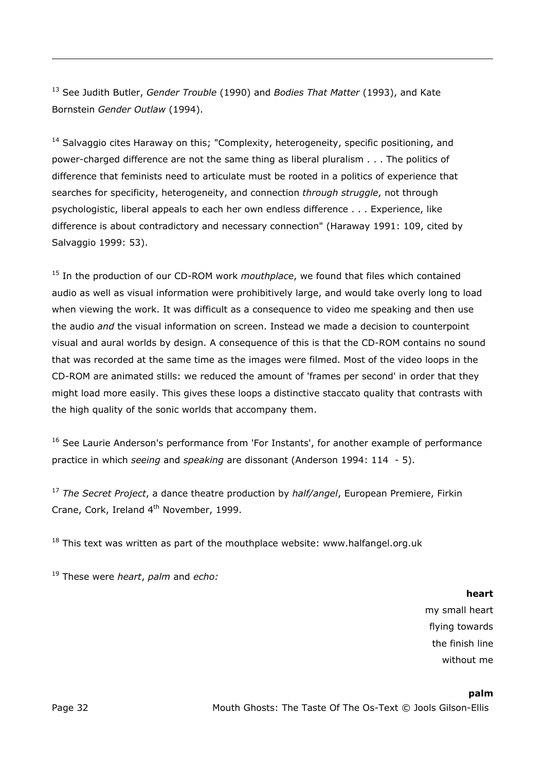[13] See Judith Butler, *Gender Trouble* (1990) and *Bodies That Matter* (1993), and Kate Bornstein *Gender Outlaw* (1994).

[14] Salvaggio cites Haraway on this; "Complexity, heterogeneity, specific positioning, and power-charged difference are not the same thing as liberal pluralism . . . The politics of difference that feminists need to articulate must be rooted in a politics of experience that searches for specificity, heterogeneity, and connection *through struggle*, not through psychologistic, liberal appeals to each her own endless difference . . . Experience, like difference is about contradictory and necessary connection" (Haraway 1991: 109, cited by Salvaggio 1999: 53).

[15] In the production of our CD-ROM work *mouthplace*, we found that files which contained audio as well as visual information were prohibitively large, and would take overly long to load when viewing the work. It was difficult as a consequence to video me speaking and then use the audio *and* the visual information on screen. Instead we made a decision to counterpoint visual and aural worlds by design. A consequence of this is that the CD-ROM contains no sound that was recorded at the same time as the images were filmed. Most of the video loops in the CD-ROM are animated stills: we reduced the amount of 'frames per second' in order that they might load more easily. This gives these loops a distinctive staccato quality that contrasts with the high quality of the sonic worlds that accompany them.

[16] See Laurie Anderson's performance from 'For Instants', for another example of performance practice in which *seeing* and *speaking* are dissonant (Anderson 1994: 114 - 5).

[17] *The Secret Project*, a dance theatre production by *half/angel*, European Premiere, Firkin Crane, Cork, Ireland 4th November, 1999.

[18] This text was written as part of the mouthplace website: www.halfangel.org.uk

[19] These were *heart*, *palm* and *echo:*

**heart**

my small heart
flying towards
the finish line
without me

**palm**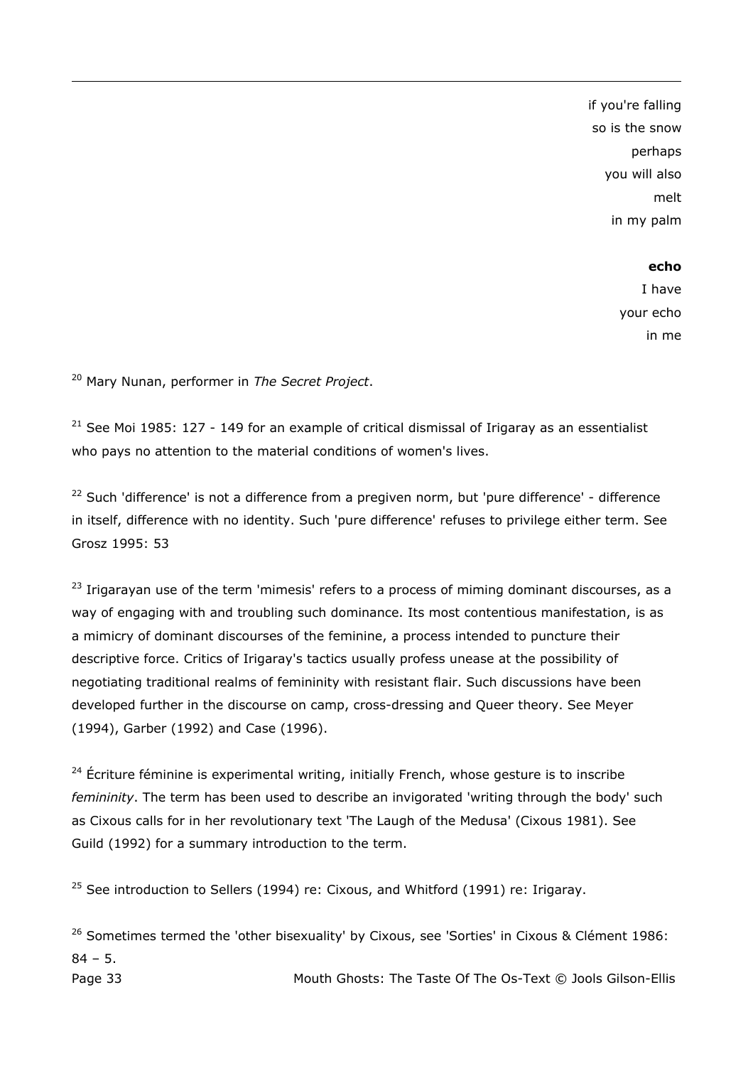if you're falling
so is the snow
perhaps
you will also
melt
in my palm

**echo**
I have
your echo
in me

[20] Mary Nunan, performer in *The Secret Project*.

[21] See Moi 1985: 127 - 149 for an example of critical dismissal of Irigaray as an essentialist who pays no attention to the material conditions of women's lives.

[22] Such 'difference' is not a difference from a pregiven norm, but 'pure difference' - difference in itself, difference with no identity. Such 'pure difference' refuses to privilege either term. See Grosz 1995: 53

[23] Irigarayan use of the term 'mimesis' refers to a process of miming dominant discourses, as a way of engaging with and troubling such dominance. Its most contentious manifestation, is as a mimicry of dominant discourses of the feminine, a process intended to puncture their descriptive force. Critics of Irigaray's tactics usually profess unease at the possibility of negotiating traditional realms of femininity with resistant flair. Such discussions have been developed further in the discourse on camp, cross-dressing and Queer theory. See Meyer (1994), Garber (1992) and Case (1996).

[24] Écriture féminine is experimental writing, initially French, whose gesture is to inscribe *femininity*. The term has been used to describe an invigorated 'writing through the body' such as Cixous calls for in her revolutionary text 'The Laugh of the Medusa' (Cixous 1981). See Guild (1992) for a summary introduction to the term.

[25] See introduction to Sellers (1994) re: Cixous, and Whitford (1991) re: Irigaray.

[26] Sometimes termed the 'other bisexuality' by Cixous, see 'Sorties' in Cixous & Clément 1986: 84 – 5.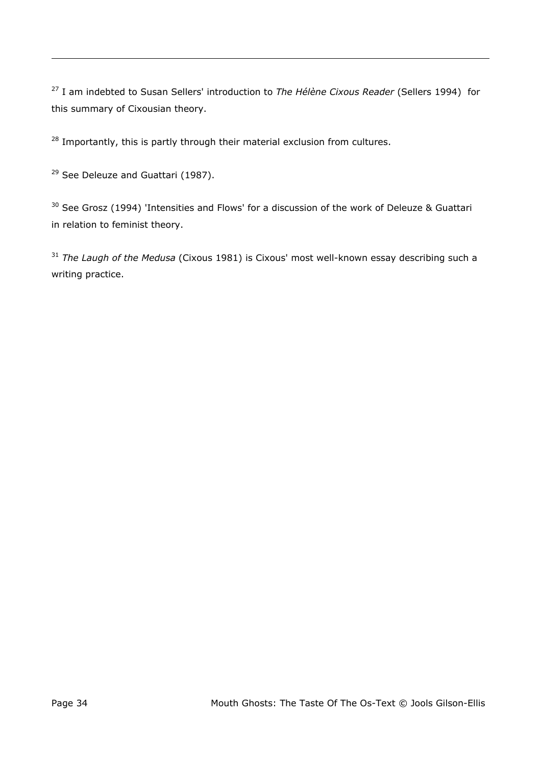[27] I am indebted to Susan Sellers' introduction to *The Hélène Cixous Reader* (Sellers 1994) for this summary of Cixousian theory.

[28] Importantly, this is partly through their material exclusion from cultures.

[29] See Deleuze and Guattari (1987).

[30] See Grosz (1994) 'Intensities and Flows' for a discussion of the work of Deleuze & Guattari in relation to feminist theory.

[31] *The Laugh of the Medusa* (Cixous 1981) is Cixous' most well-known essay describing such a writing practice.